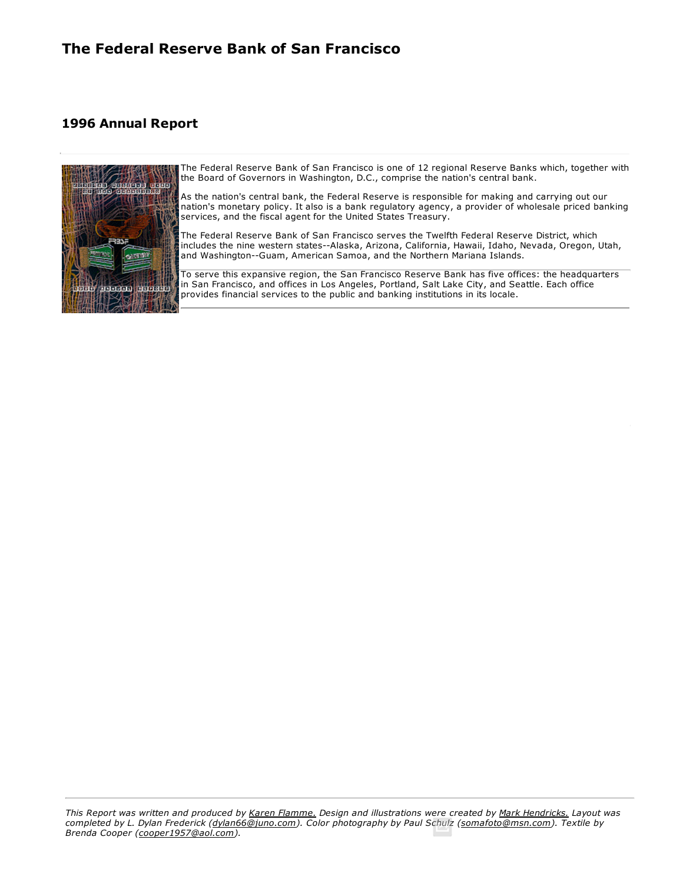# The Federal Reserve Bank of San Francisco

## 1996 Annual Report

The Federal Reserve Bank of San Francisco is one of 12 regional Reserve Banks which, together with the Board of Governors in Washington, D.C., comprise the nation's central bank.

As the nation's central bank, the Federal Reserve is responsible for making and carrying out our nation's monetary policy. It also is a bank regulatory agency, a provider of wholesale priced banking services, and the fiscal agent for the United States Treasury.

The Federal Reserve Bank of San Francisco serves the Twelfth Federal Reserve District, which includes the nine western states--Alaska, Arizona, California, Hawaii, Idaho, Nevada, Oregon, Utah, and Washington--Guam, American Samoa, and the Northern Mariana Islands.

To serve this expansive region, the San Francisco Reserve Bank has five offices: the headquarters in San Francisco, and offices in Los Angeles, Portland, Salt Lake City, and Seattle. Each office provides financial services to the public and banking institutions in its locale.

---

*This Report was written and produced by Karen Flamme. Design and illustrations were created by Mark Hendricks. Layout was completed by L. Dylan Frederick (dylan66@juno.com). Color photography by Paul Schulz (somafoto@msn.com). Textile by Brenda Cooper (cooper1957@aol.com).*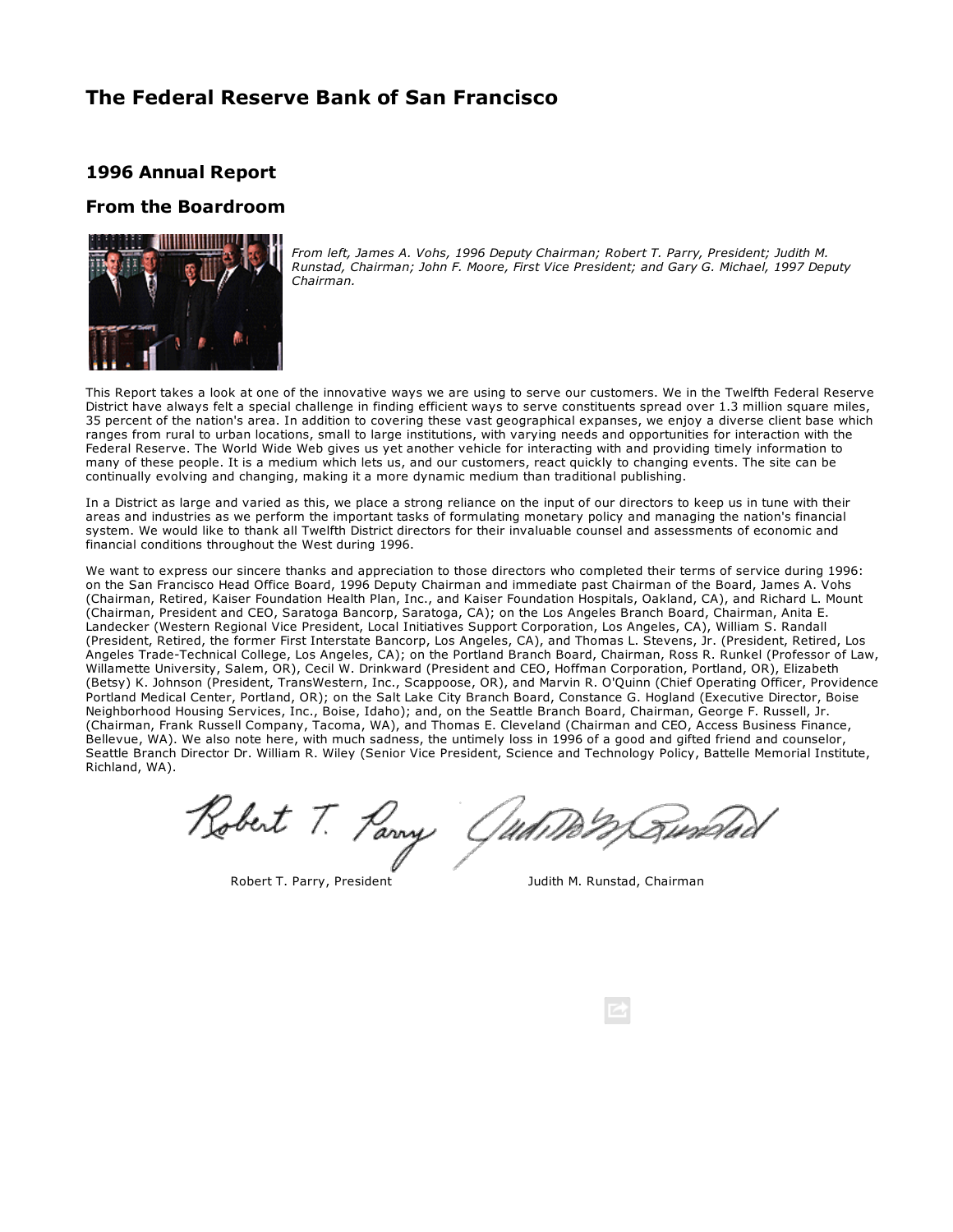# The Federal Reserve Bank of San Francisco

## 1996 Annual Report

## From the Boardroom

*From left, James A. Vohs, 1996 Deputy Chairman; Robert T. Parry, President; Judith M. Runstad, Chairman; John F. Moore, First Vice President; and Gary G. Michael, 1997 Deputy Chairman.*

This Report takes a look at one of the innovative ways we are using to serve our customers. We in the Twelfth Federal Reserve District have always felt a special challenge in finding efficient ways to serve constituents spread over 1.3 million square miles, 35 percent of the nation's area. In addition to covering these vast geographical expanses, we enjoy a diverse client base which ranges from rural to urban locations, small to large institutions, with varying needs and opportunities for interaction with the Federal Reserve. The World Wide Web gives us yet another vehicle for interacting with and providing timely information to many of these people. It is a medium which lets us, and our customers, react quickly to changing events. The site can be continually evolving and changing, making it a more dynamic medium than traditional publishing.

In a District as large and varied as this, we place a strong reliance on the input of our directors to keep us in tune with their areas and industries as we perform the important tasks of formulating monetary policy and managing the nation's financial system. We would like to thank all Twelfth District directors for their invaluable counsel and assessments of economic and financial conditions throughout the West during 1996.

We want to express our sincere thanks and appreciation to those directors who completed their terms of service during 1996: on the San Francisco Head Office Board, 1996 Deputy Chairman and immediate past Chairman of the Board, James A. Vohs (Chairman, Retired, Kaiser Foundation Health Plan, Inc., and Kaiser Foundation Hospitals, Oakland, CA), and Richard L. Mount (Chairman, President and CEO, Saratoga Bancorp, Saratoga, CA); on the Los Angeles Branch Board, Chairman, Anita E. Landecker (Western Regional Vice President, Local Initiatives Support Corporation, Los Angeles, CA), William S. Randall (President, Retired, the former First Interstate Bancorp, Los Angeles, CA), and Thomas L. Stevens, Jr. (President, Retired, Los Angeles Trade-Technical College, Los Angeles, CA); on the Portland Branch Board, Chairman, Ross R. Runkel (Professor of Law, Willamette University, Salem, OR), Cecil W. Drinkward (President and CEO, Hoffman Corporation, Portland, OR), Elizabeth (Betsy) K. Johnson (President, TransWestern, Inc., Scappoose, OR), and Marvin R. O'Quinn (Chief Operating Officer, Providence Portland Medical Center, Portland, OR); on the Salt Lake City Branch Board, Constance G. Hogland (Executive Director, Boise Neighborhood Housing Services, Inc., Boise, Idaho); and, on the Seattle Branch Board, Chairman, George F. Russell, Jr. (Chairman, Frank Russell Company, Tacoma, WA), and Thomas E. Cleveland (Chairman and CEO, Access Business Finance, Bellevue, WA). We also note here, with much sadness, the untimely loss in 1996 of a good and gifted friend and counselor, Seattle Branch Director Dr. William R. Wiley (Senior Vice President, Science and Technology Policy, Battelle Memorial Institute, Richland, WA).

Robert T. Parry, President

Judith M. Runstad, Chairman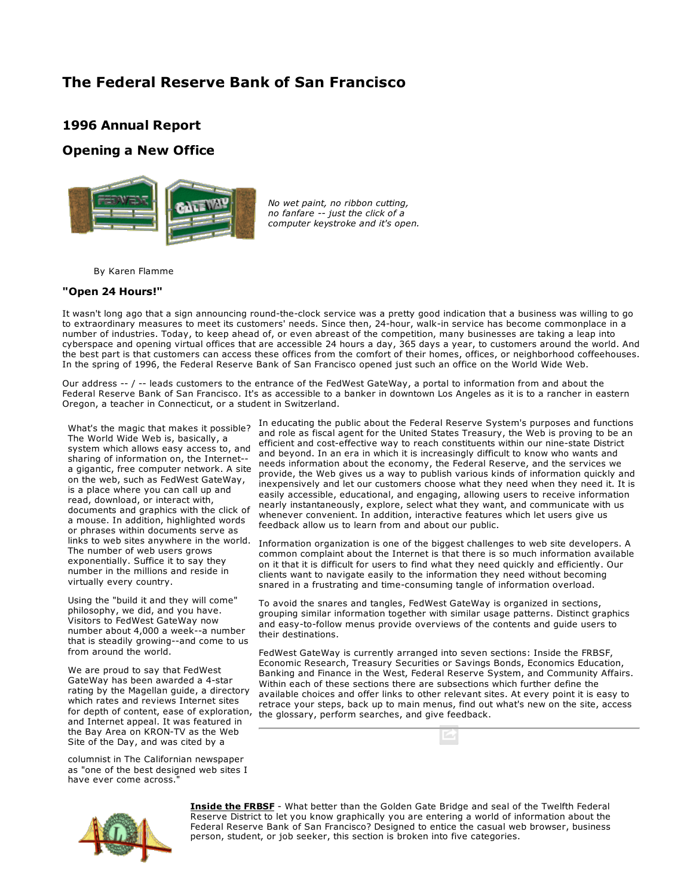# The Federal Reserve Bank of San Francisco

## 1996 Annual Report

## Opening a New Office

*No wet paint, no ribbon cutting, no fanfare -- just the click of a computer keystroke and it's open.*

By Karen Flamme

### "Open 24 Hours!"

It wasn't long ago that a sign announcing round-the-clock service was a pretty good indication that a business was willing to go to extraordinary measures to meet its customers' needs. Since then, 24-hour, walk-in service has become commonplace in a number of industries. Today, to keep ahead of, or even abreast of the competition, many businesses are taking a leap into cyberspace and opening virtual offices that are accessible 24 hours a day, 365 days a year, to customers around the world. And the best part is that customers can access these offices from the comfort of their homes, offices, or neighborhood coffeehouses. In the spring of 1996, the Federal Reserve Bank of San Francisco opened just such an office on the World Wide Web.

Our address -- / -- leads customers to the entrance of the FedWest GateWay, a portal to information from and about the Federal Reserve Bank of San Francisco. It's as accessible to a banker in downtown Los Angeles as it is to a rancher in eastern Oregon, a teacher in Connecticut, or a student in Switzerland.

What's the magic that makes it possible? The World Wide Web is, basically, a system which allows easy access to, and sharing of information on, the Internet--a gigantic, free computer network. A site on the web, such as FedWest GateWay, is a place where you can call up and read, download, or interact with, documents and graphics with the click of a mouse. In addition, highlighted words or phrases within documents serve as links to web sites anywhere in the world. The number of web users grows exponentially. Suffice it to say they number in the millions and reside in virtually every country.

Using the "build it and they will come" philosophy, we did, and you have. Visitors to FedWest GateWay now number about 4,000 a week--a number that is steadily growing--and come to us from around the world.

We are proud to say that FedWest GateWay has been awarded a 4-star rating by the Magellan guide, a directory which rates and reviews Internet sites for depth of content, ease of exploration, and Internet appeal. It was featured in the Bay Area on KRON-TV as the Web Site of the Day, and was cited by a columnist in The Californian newspaper as "one of the best designed web sites I have ever come across."

In educating the public about the Federal Reserve System's purposes and functions and role as fiscal agent for the United States Treasury, the Web is proving to be an efficient and cost-effective way to reach constituents within our nine-state District and beyond. In an era in which it is increasingly difficult to know who wants and needs information about the economy, the Federal Reserve, and the services we provide, the Web gives us a way to publish various kinds of information quickly and inexpensively and let our customers choose what they need when they need it. It is easily accessible, educational, and engaging, allowing users to receive information nearly instantaneously, explore, select what they want, and communicate with us whenever convenient. In addition, interactive features which let users give us feedback allow us to learn from and about our public.

Information organization is one of the biggest challenges to web site developers. A common complaint about the Internet is that there is so much information available on it that it is difficult for users to find what they need quickly and efficiently. Our clients want to navigate easily to the information they need without becoming snared in a frustrating and time-consuming tangle of information overload.

To avoid the snares and tangles, FedWest GateWay is organized in sections, grouping similar information together with similar usage patterns. Distinct graphics and easy-to-follow menus provide overviews of the contents and guide users to their destinations.

FedWest GateWay is currently arranged into seven sections: Inside the FRBSF, Economic Research, Treasury Securities or Savings Bonds, Economics Education, Banking and Finance in the West, Federal Reserve System, and Community Affairs. Within each of these sections there are subsections which further define the available choices and offer links to other relevant sites. At every point it is easy to retrace your steps, back up to main menus, find out what's new on the site, access the glossary, perform searches, and give feedback.

**Inside the FRBSF** - What better than the Golden Gate Bridge and seal of the Twelfth Federal Reserve District to let you know graphically you are entering a world of information about the Federal Reserve Bank of San Francisco? Designed to entice the casual web browser, business person, student, or job seeker, this section is broken into five categories.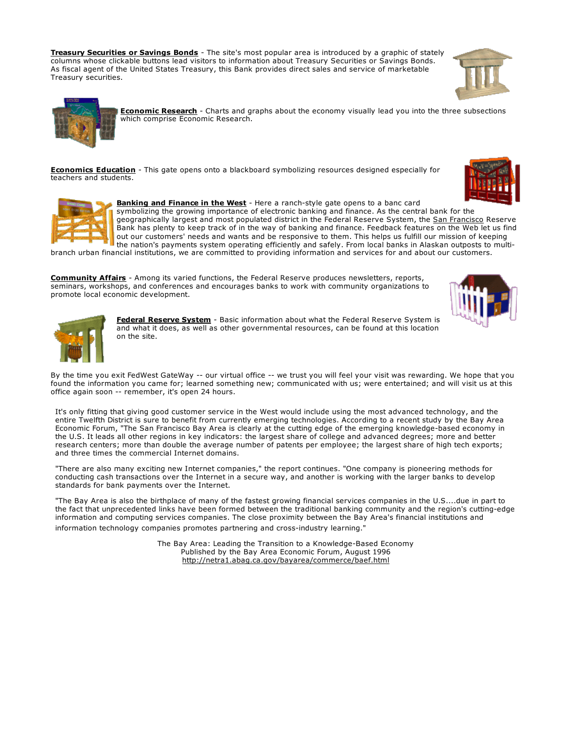**Treasury Securities or Savings Bonds** - The site's most popular area is introduced by a graphic of stately columns whose clickable buttons lead visitors to information about Treasury Securities or Savings Bonds. As fiscal agent of the United States Treasury, this Bank provides direct sales and service of marketable Treasury securities.

**Economic Research** - Charts and graphs about the economy visually lead you into the three subsections which comprise Economic Research.

**Economics Education** - This gate opens onto a blackboard symbolizing resources designed especially for teachers and students.

**Banking and Finance in the West** - Here a ranch-style gate opens to a banc card symbolizing the growing importance of electronic banking and finance. As the central bank for the geographically largest and most populated district in the Federal Reserve System, the San Francisco Reserve Bank has plenty to keep track of in the way of banking and finance. Feedback features on the Web let us find out our customers' needs and wants and be responsive to them. This helps us fulfill our mission of keeping the nation's payments system operating efficiently and safely. From local banks in Alaskan outposts to multi-branch urban financial institutions, we are committed to providing information and services for and about our customers.

**Community Affairs** - Among its varied functions, the Federal Reserve produces newsletters, reports, seminars, workshops, and conferences and encourages banks to work with community organizations to promote local economic development.

**Federal Reserve System** - Basic information about what the Federal Reserve System is and what it does, as well as other governmental resources, can be found at this location on the site.

By the time you exit FedWest GateWay -- our virtual office -- we trust you will feel your visit was rewarding. We hope that you found the information you came for; learned something new; communicated with us; were entertained; and will visit us at this office again soon -- remember, it's open 24 hours.

It's only fitting that giving good customer service in the West would include using the most advanced technology, and the entire Twelfth District is sure to benefit from currently emerging technologies. According to a recent study by the Bay Area Economic Forum, "The San Francisco Bay Area is clearly at the cutting edge of the emerging knowledge-based economy in the U.S. It leads all other regions in key indicators: the largest share of college and advanced degrees; more and better research centers; more than double the average number of patents per employee; the largest share of high tech exports; and three times the commercial Internet domains.

"There are also many exciting new Internet companies," the report continues. "One company is pioneering methods for conducting cash transactions over the Internet in a secure way, and another is working with the larger banks to develop standards for bank payments over the Internet.

"The Bay Area is also the birthplace of many of the fastest growing financial services companies in the U.S....due in part to the fact that unprecedented links have been formed between the traditional banking community and the region's cutting-edge information and computing services companies. The close proximity between the Bay Area's financial institutions and information technology companies promotes partnering and cross-industry learning."

The Bay Area: Leading the Transition to a Knowledge-Based Economy
Published by the Bay Area Economic Forum, August 1996
http://netra1.abag.ca.gov/bayarea/commerce/baef.html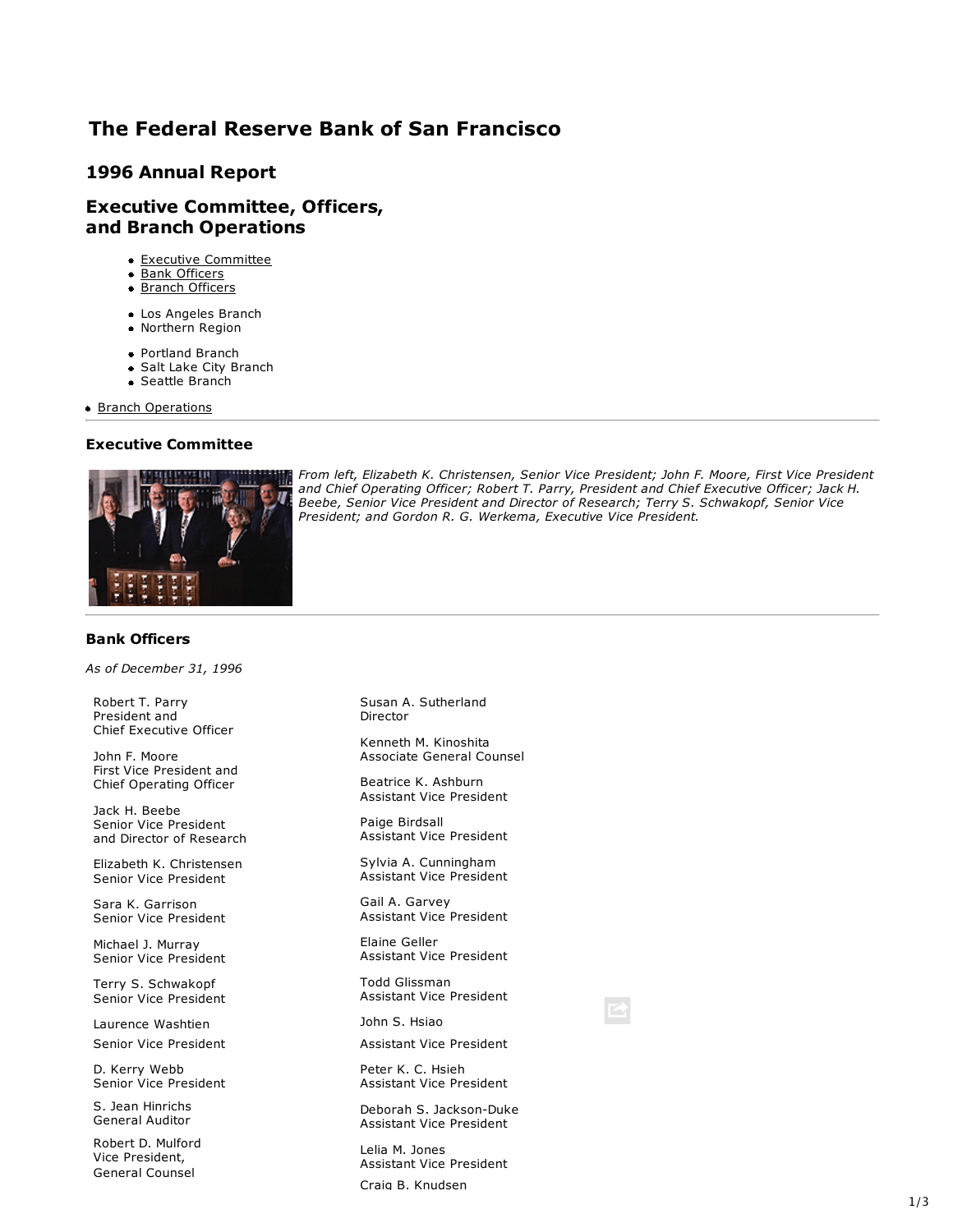# The Federal Reserve Bank of San Francisco

## 1996 Annual Report

## Executive Committee, Officers, and Branch Operations

- Executive Committee
- Bank Officers
- Branch Officers
  - Los Angeles Branch
  - Northern Region
    - Portland Branch
    - Salt Lake City Branch
    - Seattle Branch
- Branch Operations

---

### Executive Committee

*From left, Elizabeth K. Christensen, Senior Vice President; John F. Moore, First Vice President and Chief Operating Officer; Robert T. Parry, President and Chief Executive Officer; Jack H. Beebe, Senior Vice President and Director of Research; Terry S. Schwakopf, Senior Vice President; and Gordon R. G. Werkema, Executive Vice President.*

---

### Bank Officers

*As of December 31, 1996*

Robert T. Parry
President and
Chief Executive Officer

John F. Moore
First Vice President and
Chief Operating Officer

Jack H. Beebe
Senior Vice President
and Director of Research

Elizabeth K. Christensen
Senior Vice President

Sara K. Garrison
Senior Vice President

Michael J. Murray
Senior Vice President

Terry S. Schwakopf
Senior Vice President

Laurence Washtien
Senior Vice President

D. Kerry Webb
Senior Vice President

S. Jean Hinrichs
General Auditor

Robert D. Mulford
Vice President,
General Counsel

Susan A. Sutherland
Director

Kenneth M. Kinoshita
Associate General Counsel

Beatrice K. Ashburn
Assistant Vice President

Paige Birdsall
Assistant Vice President

Sylvia A. Cunningham
Assistant Vice President

Gail A. Garvey
Assistant Vice President

Elaine Geller
Assistant Vice President

Todd Glissman
Assistant Vice President

John S. Hsiao
Assistant Vice President

Peter K. C. Hsieh
Assistant Vice President

Deborah S. Jackson-Duke
Assistant Vice President

Lelia M. Jones
Assistant Vice President

Craig B. Knudsen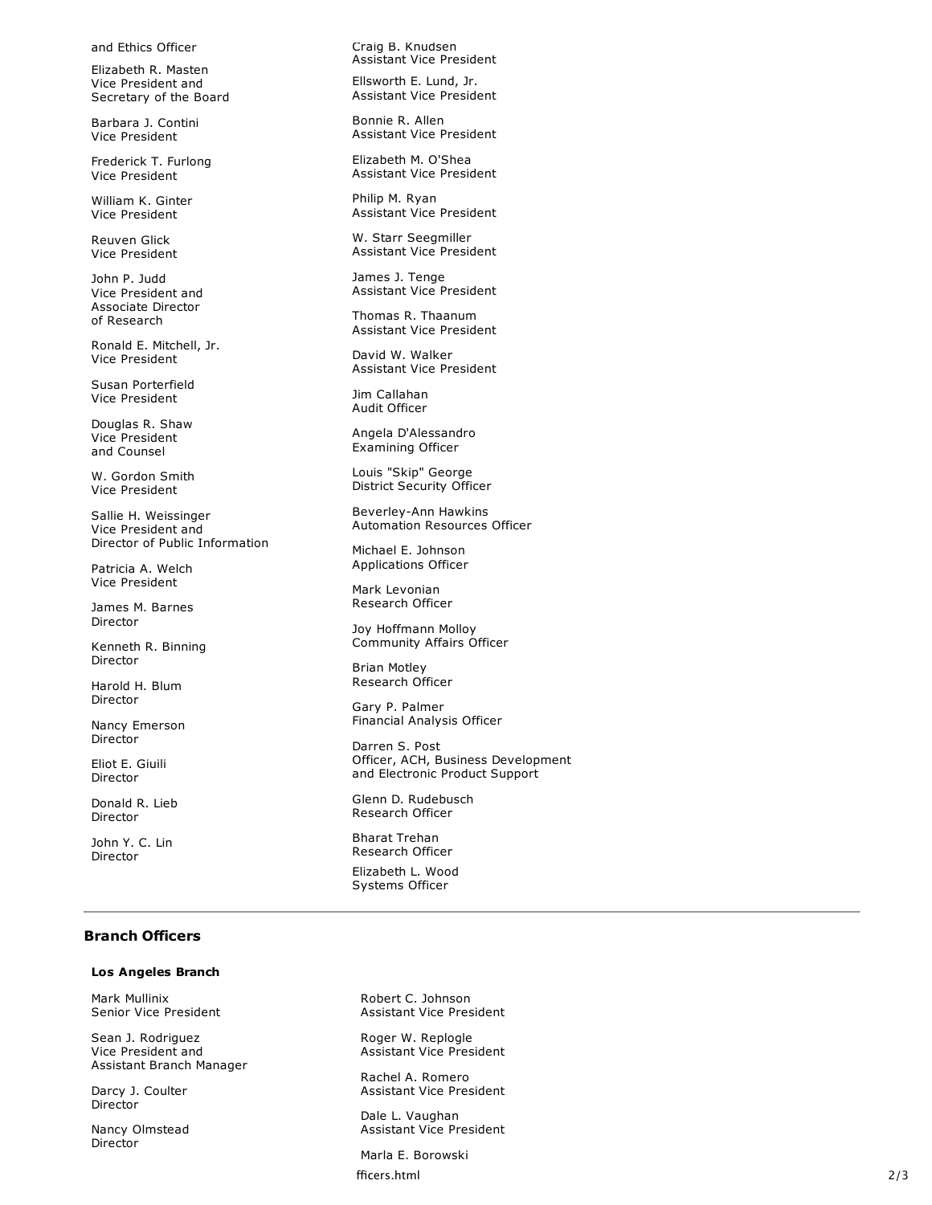and Ethics Officer

Elizabeth R. Masten
Vice President and
Secretary of the Board

Barbara J. Contini
Vice President

Frederick T. Furlong
Vice President

William K. Ginter
Vice President

Reuven Glick
Vice President

John P. Judd
Vice President and
Associate Director
of Research

Ronald E. Mitchell, Jr.
Vice President

Susan Porterfield
Vice President

Douglas R. Shaw
Vice President
and Counsel

W. Gordon Smith
Vice President

Sallie H. Weissinger
Vice President and
Director of Public Information

Patricia A. Welch
Vice President

James M. Barnes
Director

Kenneth R. Binning
Director

Harold H. Blum
Director

Nancy Emerson
Director

Eliot E. Giuili
Director

Donald R. Lieb
Director

John Y. C. Lin
Director

Craig B. Knudsen
Assistant Vice President

Ellsworth E. Lund, Jr.
Assistant Vice President

Bonnie R. Allen
Assistant Vice President

Elizabeth M. O'Shea
Assistant Vice President

Philip M. Ryan
Assistant Vice President

W. Starr Seegmiller
Assistant Vice President

James J. Tenge
Assistant Vice President

Thomas R. Thaanum
Assistant Vice President

David W. Walker
Assistant Vice President

Jim Callahan
Audit Officer

Angela D'Alessandro
Examining Officer

Louis "Skip" George
District Security Officer

Beverley-Ann Hawkins
Automation Resources Officer

Michael E. Johnson
Applications Officer

Mark Levonian
Research Officer

Joy Hoffmann Molloy
Community Affairs Officer

Brian Motley
Research Officer

Gary P. Palmer
Financial Analysis Officer

Darren S. Post
Officer, ACH, Business Development
and Electronic Product Support

Glenn D. Rudebusch
Research Officer

Bharat Trehan
Research Officer

Elizabeth L. Wood
Systems Officer

---

## Branch Officers

### Los Angeles Branch

Mark Mullinix
Senior Vice President

Sean J. Rodriguez
Vice President and
Assistant Branch Manager

Darcy J. Coulter
Director

Nancy Olmstead
Director

Robert C. Johnson
Assistant Vice President

Roger W. Replogle
Assistant Vice President

Rachel A. Romero
Assistant Vice President

Dale L. Vaughan
Assistant Vice President

Marla E. Borowski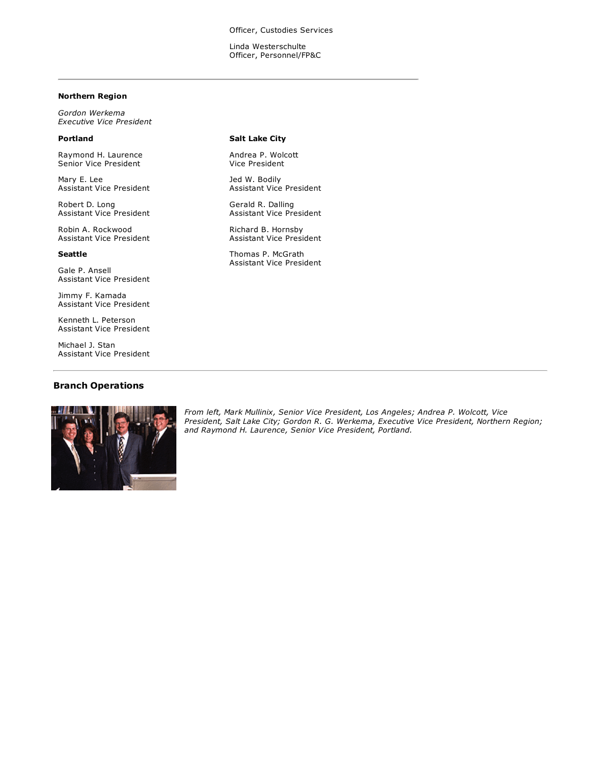Officer, Custodies Services

Linda Westerschulte
Officer, Personnel/FP&C

---

**Northern Region**

*Gordon Werkema*
*Executive Vice President*

**Portland**

Raymond H. Laurence
Senior Vice President

Mary E. Lee
Assistant Vice President

Robert D. Long
Assistant Vice President

Robin A. Rockwood
Assistant Vice President

**Seattle**

Gale P. Ansell
Assistant Vice President

Jimmy F. Kamada
Assistant Vice President

Kenneth L. Peterson
Assistant Vice President

Michael J. Stan
Assistant Vice President

**Salt Lake City**

Andrea P. Wolcott
Vice President

Jed W. Bodily
Assistant Vice President

Gerald R. Dalling
Assistant Vice President

Richard B. Hornsby
Assistant Vice President

Thomas P. McGrath
Assistant Vice President

---

## Branch Operations

*From left, Mark Mullinix, Senior Vice President, Los Angeles; Andrea P. Wolcott, Vice President, Salt Lake City; Gordon R. G. Werkema, Executive Vice President, Northern Region; and Raymond H. Laurence, Senior Vice President, Portland.*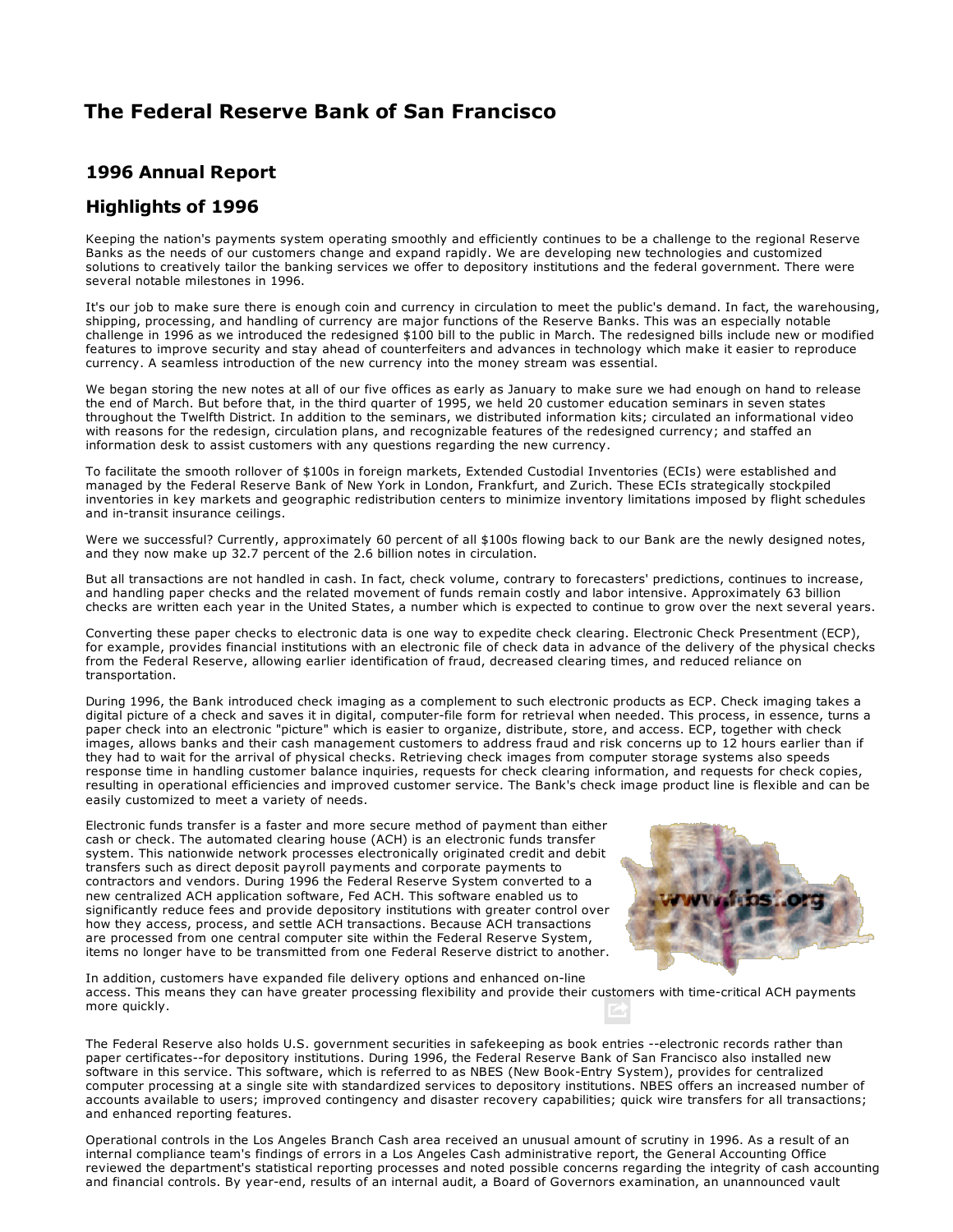# The Federal Reserve Bank of San Francisco

## 1996 Annual Report

## Highlights of 1996

Keeping the nation's payments system operating smoothly and efficiently continues to be a challenge to the regional Reserve Banks as the needs of our customers change and expand rapidly. We are developing new technologies and customized solutions to creatively tailor the banking services we offer to depository institutions and the federal government. There were several notable milestones in 1996.

It's our job to make sure there is enough coin and currency in circulation to meet the public's demand. In fact, the warehousing, shipping, processing, and handling of currency are major functions of the Reserve Banks. This was an especially notable challenge in 1996 as we introduced the redesigned $100 bill to the public in March. The redesigned bills include new or modified features to improve security and stay ahead of counterfeiters and advances in technology which make it easier to reproduce currency. A seamless introduction of the new currency into the money stream was essential.

We began storing the new notes at all of our five offices as early as January to make sure we had enough on hand to release the end of March. But before that, in the third quarter of 1995, we held 20 customer education seminars in seven states throughout the Twelfth District. In addition to the seminars, we distributed information kits; circulated an informational video with reasons for the redesign, circulation plans, and recognizable features of the redesigned currency; and staffed an information desk to assist customers with any questions regarding the new currency.

To facilitate the smooth rollover of $100s in foreign markets, Extended Custodial Inventories (ECIs) were established and managed by the Federal Reserve Bank of New York in London, Frankfurt, and Zurich. These ECIs strategically stockpiled inventories in key markets and geographic redistribution centers to minimize inventory limitations imposed by flight schedules and in-transit insurance ceilings.

Were we successful? Currently, approximately 60 percent of all $100s flowing back to our Bank are the newly designed notes, and they now make up 32.7 percent of the 2.6 billion notes in circulation.

But all transactions are not handled in cash. In fact, check volume, contrary to forecasters' predictions, continues to increase, and handling paper checks and the related movement of funds remain costly and labor intensive. Approximately 63 billion checks are written each year in the United States, a number which is expected to continue to grow over the next several years.

Converting these paper checks to electronic data is one way to expedite check clearing. Electronic Check Presentment (ECP), for example, provides financial institutions with an electronic file of check data in advance of the delivery of the physical checks from the Federal Reserve, allowing earlier identification of fraud, decreased clearing times, and reduced reliance on transportation.

During 1996, the Bank introduced check imaging as a complement to such electronic products as ECP. Check imaging takes a digital picture of a check and saves it in digital, computer-file form for retrieval when needed. This process, in essence, turns a paper check into an electronic "picture" which is easier to organize, distribute, store, and access. ECP, together with check images, allows banks and their cash management customers to address fraud and risk concerns up to 12 hours earlier than if they had to wait for the arrival of physical checks. Retrieving check images from computer storage systems also speeds response time in handling customer balance inquiries, requests for check clearing information, and requests for check copies, resulting in operational efficiencies and improved customer service. The Bank's check image product line is flexible and can be easily customized to meet a variety of needs.

Electronic funds transfer is a faster and more secure method of payment than either cash or check. The automated clearing house (ACH) is an electronic funds transfer system. This nationwide network processes electronically originated credit and debit transfers such as direct deposit payroll payments and corporate payments to contractors and vendors. During 1996 the Federal Reserve System converted to a new centralized ACH application software, Fed ACH. This software enabled us to significantly reduce fees and provide depository institutions with greater control over how they access, process, and settle ACH transactions. Because ACH transactions are processed from one central computer site within the Federal Reserve System, items no longer have to be transmitted from one Federal Reserve district to another.

In addition, customers have expanded file delivery options and enhanced on-line access. This means they can have greater processing flexibility and provide their customers with time-critical ACH payments more quickly.

The Federal Reserve also holds U.S. government securities in safekeeping as book entries --electronic records rather than paper certificates--for depository institutions. During 1996, the Federal Reserve Bank of San Francisco also installed new software in this service. This software, which is referred to as NBES (New Book-Entry System), provides for centralized computer processing at a single site with standardized services to depository institutions. NBES offers an increased number of accounts available to users; improved contingency and disaster recovery capabilities; quick wire transfers for all transactions; and enhanced reporting features.

Operational controls in the Los Angeles Branch Cash area received an unusual amount of scrutiny in 1996. As a result of an internal compliance team's findings of errors in a Los Angeles Cash administrative report, the General Accounting Office reviewed the department's statistical reporting processes and noted possible concerns regarding the integrity of cash accounting and financial controls. By year-end, results of an internal audit, a Board of Governors examination, an unannounced vault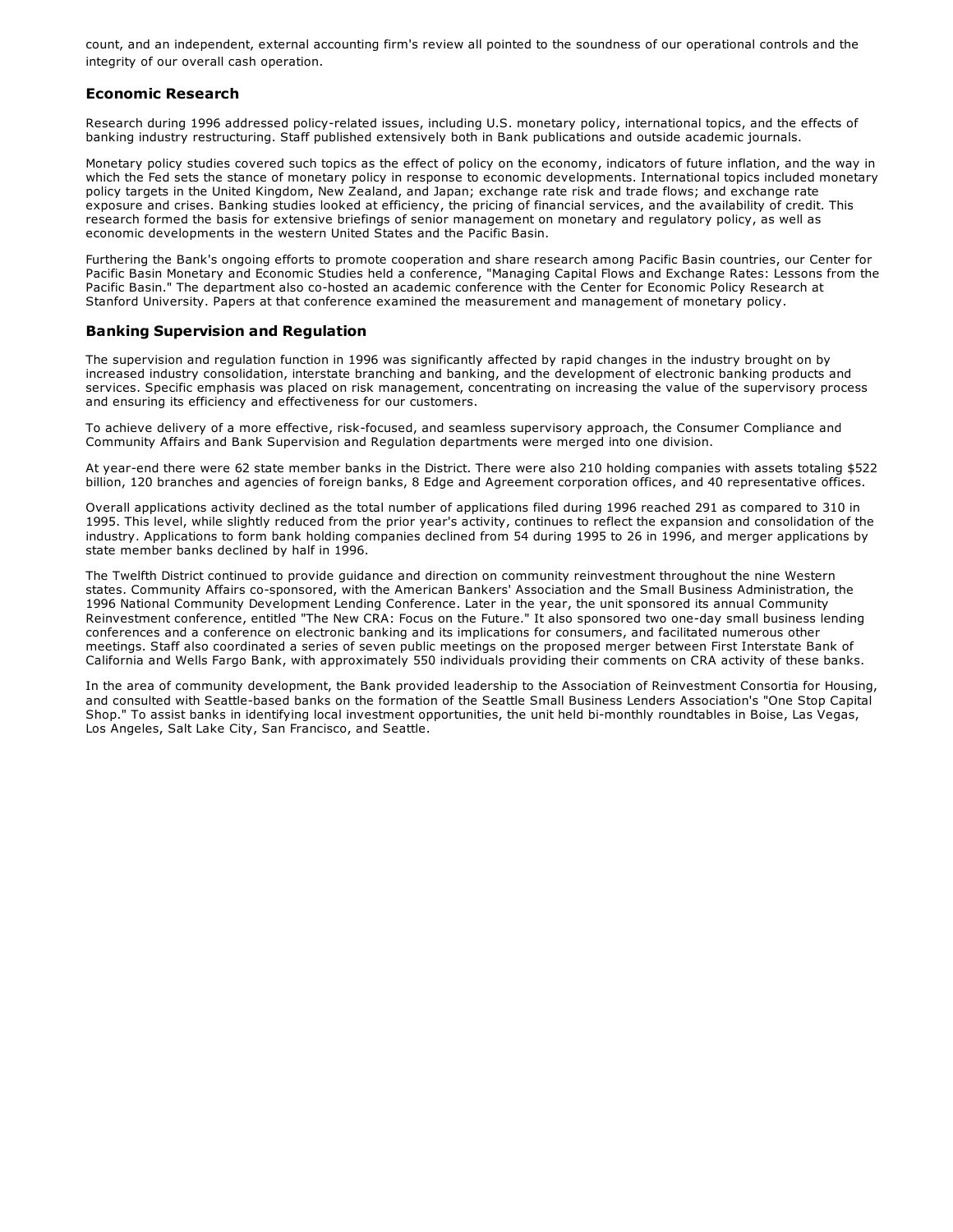count, and an independent, external accounting firm's review all pointed to the soundness of our operational controls and the integrity of our overall cash operation.

### Economic Research

Research during 1996 addressed policy-related issues, including U.S. monetary policy, international topics, and the effects of banking industry restructuring. Staff published extensively both in Bank publications and outside academic journals.

Monetary policy studies covered such topics as the effect of policy on the economy, indicators of future inflation, and the way in which the Fed sets the stance of monetary policy in response to economic developments. International topics included monetary policy targets in the United Kingdom, New Zealand, and Japan; exchange rate risk and trade flows; and exchange rate exposure and crises. Banking studies looked at efficiency, the pricing of financial services, and the availability of credit. This research formed the basis for extensive briefings of senior management on monetary and regulatory policy, as well as economic developments in the western United States and the Pacific Basin.

Furthering the Bank's ongoing efforts to promote cooperation and share research among Pacific Basin countries, our Center for Pacific Basin Monetary and Economic Studies held a conference, "Managing Capital Flows and Exchange Rates: Lessons from the Pacific Basin." The department also co-hosted an academic conference with the Center for Economic Policy Research at Stanford University. Papers at that conference examined the measurement and management of monetary policy.

### Banking Supervision and Regulation

The supervision and regulation function in 1996 was significantly affected by rapid changes in the industry brought on by increased industry consolidation, interstate branching and banking, and the development of electronic banking products and services. Specific emphasis was placed on risk management, concentrating on increasing the value of the supervisory process and ensuring its efficiency and effectiveness for our customers.

To achieve delivery of a more effective, risk-focused, and seamless supervisory approach, the Consumer Compliance and Community Affairs and Bank Supervision and Regulation departments were merged into one division.

At year-end there were 62 state member banks in the District. There were also 210 holding companies with assets totaling $522 billion, 120 branches and agencies of foreign banks, 8 Edge and Agreement corporation offices, and 40 representative offices.

Overall applications activity declined as the total number of applications filed during 1996 reached 291 as compared to 310 in 1995. This level, while slightly reduced from the prior year's activity, continues to reflect the expansion and consolidation of the industry. Applications to form bank holding companies declined from 54 during 1995 to 26 in 1996, and merger applications by state member banks declined by half in 1996.

The Twelfth District continued to provide guidance and direction on community reinvestment throughout the nine Western states. Community Affairs co-sponsored, with the American Bankers' Association and the Small Business Administration, the 1996 National Community Development Lending Conference. Later in the year, the unit sponsored its annual Community Reinvestment conference, entitled "The New CRA: Focus on the Future." It also sponsored two one-day small business lending conferences and a conference on electronic banking and its implications for consumers, and facilitated numerous other meetings. Staff also coordinated a series of seven public meetings on the proposed merger between First Interstate Bank of California and Wells Fargo Bank, with approximately 550 individuals providing their comments on CRA activity of these banks.

In the area of community development, the Bank provided leadership to the Association of Reinvestment Consortia for Housing, and consulted with Seattle-based banks on the formation of the Seattle Small Business Lenders Association's "One Stop Capital Shop." To assist banks in identifying local investment opportunities, the unit held bi-monthly roundtables in Boise, Las Vegas, Los Angeles, Salt Lake City, San Francisco, and Seattle.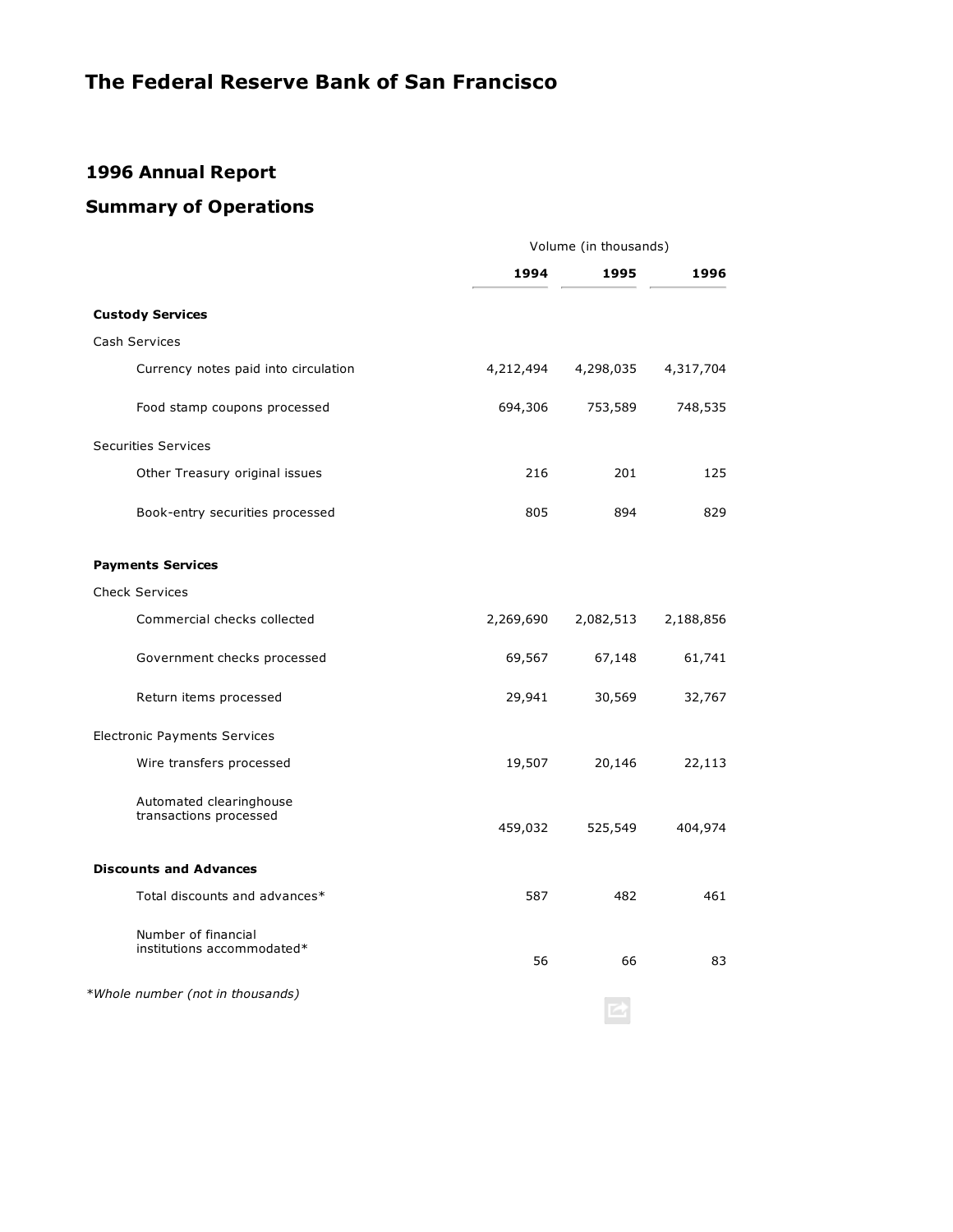# The Federal Reserve Bank of San Francisco

## 1996 Annual Report

## Summary of Operations

| | Volume (in thousands) | | |
|---|---|---|---|
| | **1994** | **1995** | **1996** |
| **Custody Services** | | | |
| Cash Services | | | |
| Currency notes paid into circulation | 4,212,494 | 4,298,035 | 4,317,704 |
| Food stamp coupons processed | 694,306 | 753,589 | 748,535 |
| Securities Services | | | |
| Other Treasury original issues | 216 | 201 | 125 |
| Book-entry securities processed | 805 | 894 | 829 |
| **Payments Services** | | | |
| Check Services | | | |
| Commercial checks collected | 2,269,690 | 2,082,513 | 2,188,856 |
| Government checks processed | 69,567 | 67,148 | 61,741 |
| Return items processed | 29,941 | 30,569 | 32,767 |
| Electronic Payments Services | | | |
| Wire transfers processed | 19,507 | 20,146 | 22,113 |
| Automated clearinghouse transactions processed | 459,032 | 525,549 | 404,974 |
| **Discounts and Advances** | | | |
| Total discounts and advances* | 587 | 482 | 461 |
| Number of financial institutions accommodated* | 56 | 66 | 83 |

*Whole number (not in thousands)*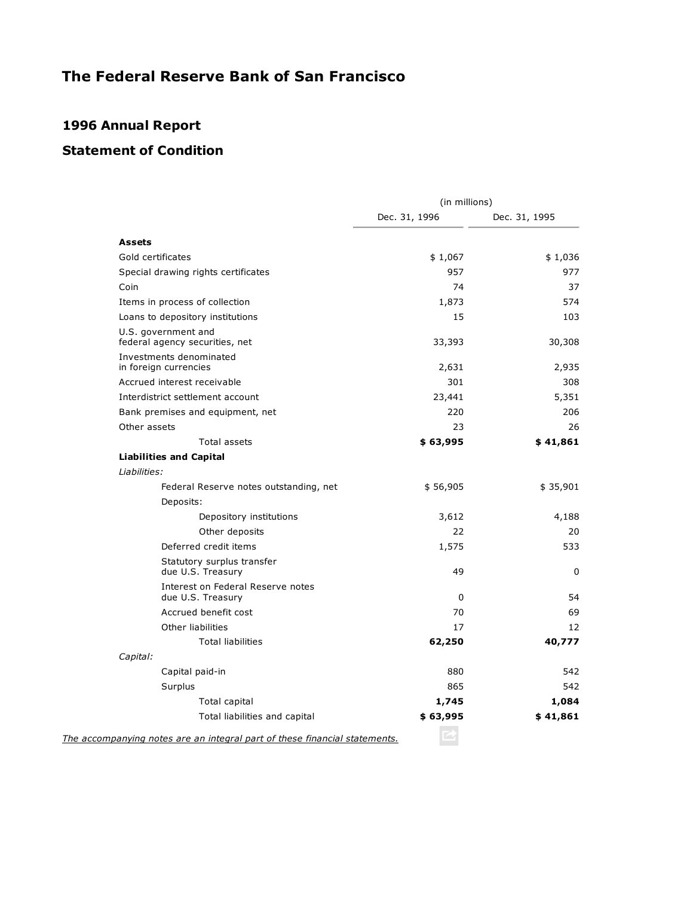# The Federal Reserve Bank of San Francisco

## 1996 Annual Report

## Statement of Condition

| | (in millions) | |
|---|---|---|
| | Dec. 31, 1996 | Dec. 31, 1995 |
| **Assets** | | |
| Gold certificates | $ 1,067 | $ 1,036 |
| Special drawing rights certificates | 957 | 977 |
| Coin | 74 | 37 |
| Items in process of collection | 1,873 | 574 |
| Loans to depository institutions | 15 | 103 |
| U.S. government and federal agency securities, net | 33,393 | 30,308 |
| Investments denominated in foreign currencies | 2,631 | 2,935 |
| Accrued interest receivable | 301 | 308 |
| Interdistrict settlement account | 23,441 | 5,351 |
| Bank premises and equipment, net | 220 | 206 |
| Other assets | 23 | 26 |
| Total assets | **$ 63,995** | **$ 41,861** |
| **Liabilities and Capital** | | |
| *Liabilities:* | | |
| Federal Reserve notes outstanding, net | $ 56,905 | $ 35,901 |
| Deposits: | | |
| Depository institutions | 3,612 | 4,188 |
| Other deposits | 22 | 20 |
| Deferred credit items | 1,575 | 533 |
| Statutory surplus transfer due U.S. Treasury | 49 | 0 |
| Interest on Federal Reserve notes due U.S. Treasury | 0 | 54 |
| Accrued benefit cost | 70 | 69 |
| Other liabilities | 17 | 12 |
| Total liabilities | **62,250** | **40,777** |
| *Capital:* | | |
| Capital paid-in | 880 | 542 |
| Surplus | 865 | 542 |
| Total capital | **1,745** | **1,084** |
| Total liabilities and capital | **$ 63,995** | **$ 41,861** |

*The accompanying notes are an integral part of these financial statements.*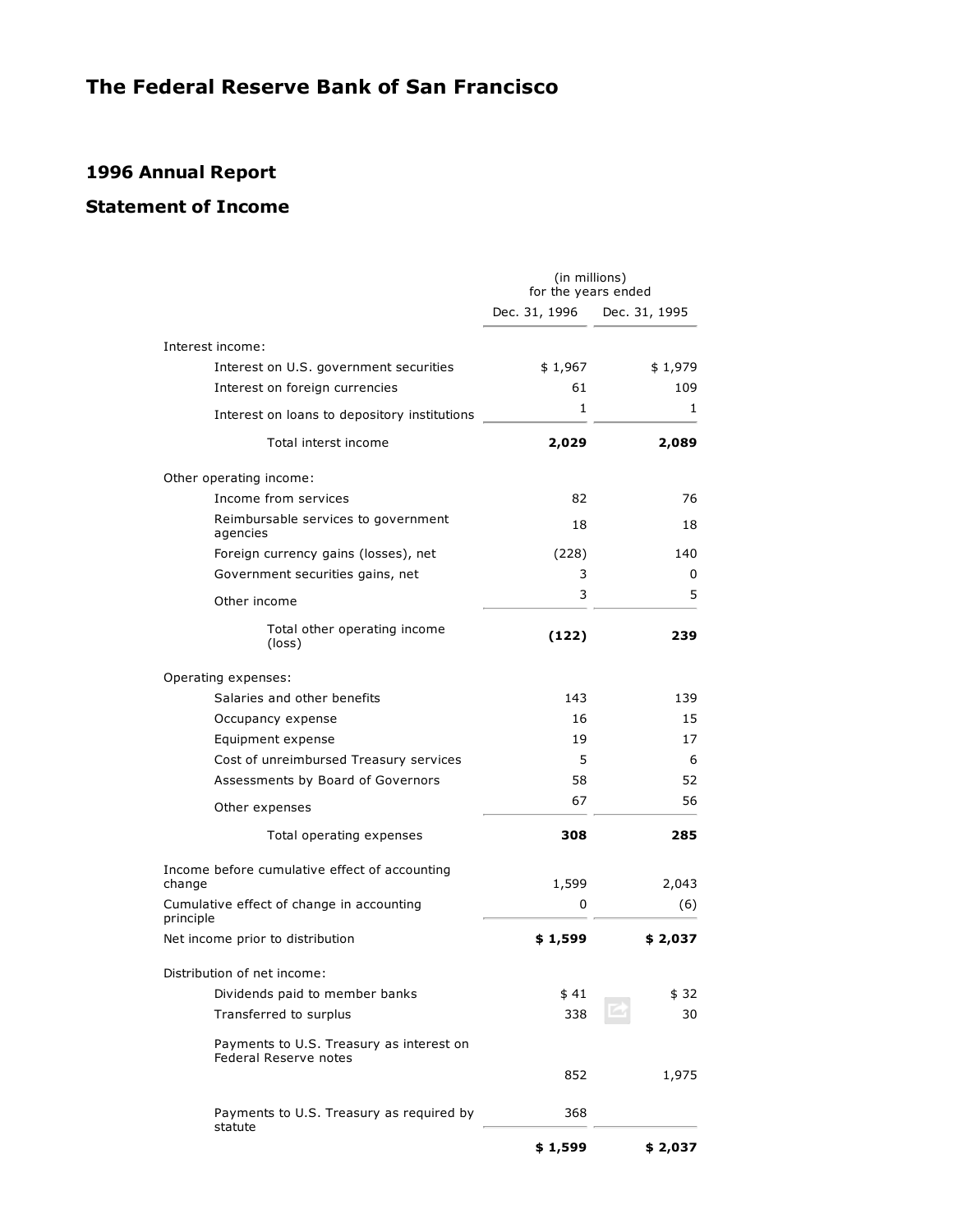# The Federal Reserve Bank of San Francisco

## 1996 Annual Report

### Statement of Income

| | (in millions) for the years ended | |
|---|---|---|
| | Dec. 31, 1996 | Dec. 31, 1995 |
| **Interest income:** | | |
| Interest on U.S. government securities | $ 1,967 | $ 1,979 |
| Interest on foreign currencies | 61 | 109 |
| Interest on loans to depository institutions | 1 | 1 |
| Total interst income | **2,029** | **2,089** |
| **Other operating income:** | | |
| Income from services | 82 | 76 |
| Reimbursable services to government agencies | 18 | 18 |
| Foreign currency gains (losses), net | (228) | 140 |
| Government securities gains, net | 3 | 0 |
| Other income | 3 | 5 |
| Total other operating income (loss) | **(122)** | **239** |
| **Operating expenses:** | | |
| Salaries and other benefits | 143 | 139 |
| Occupancy expense | 16 | 15 |
| Equipment expense | 19 | 17 |
| Cost of unreimbursed Treasury services | 5 | 6 |
| Assessments by Board of Governors | 58 | 52 |
| Other expenses | 67 | 56 |
| Total operating expenses | **308** | **285** |
| Income before cumulative effect of accounting change | 1,599 | 2,043 |
| Cumulative effect of change in accounting principle | 0 | (6) |
| Net income prior to distribution | **$ 1,599** | **$ 2,037** |
| **Distribution of net income:** | | |
| Dividends paid to member banks | $ 41 | $ 32 |
| Transferred to surplus | 338 | 30 |
| Payments to U.S. Treasury as interest on Federal Reserve notes | 852 | 1,975 |
| Payments to U.S. Treasury as required by statute | 368 | |
| | **$ 1,599** | **$ 2,037** |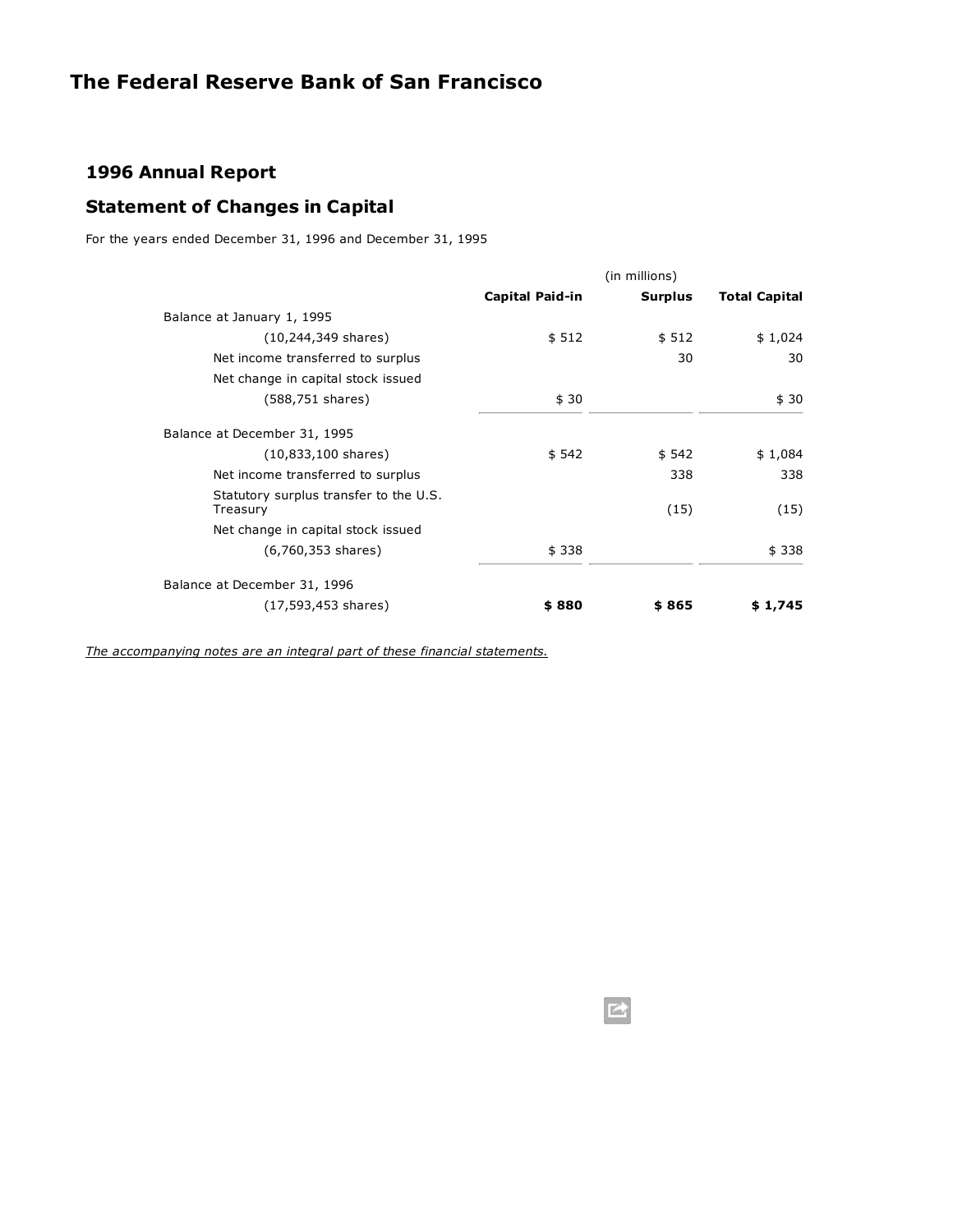# The Federal Reserve Bank of San Francisco

## 1996 Annual Report

## Statement of Changes in Capital

For the years ended December 31, 1996 and December 31, 1995

| | (in millions) | | |
|---|---|---|---|
| | **Capital Paid-in** | **Surplus** | **Total Capital** |
| Balance at January 1, 1995 | | | |
| (10,244,349 shares) | $ 512 | $ 512 | $ 1,024 |
| Net income transferred to surplus | | 30 | 30 |
| Net change in capital stock issued | | | |
| (588,751 shares) | $ 30 | | $ 30 |
| Balance at December 31, 1995 | | | |
| (10,833,100 shares) | $ 542 | $ 542 | $ 1,084 |
| Net income transferred to surplus | | 338 | 338 |
| Statutory surplus transfer to the U.S. Treasury | | (15) | (15) |
| Net change in capital stock issued | | | |
| (6,760,353 shares) | $ 338 | | $ 338 |
| Balance at December 31, 1996 | | | |
| (17,593,453 shares) | **$ 880** | **$ 865** | **$ 1,745** |

*The accompanying notes are an integral part of these financial statements.*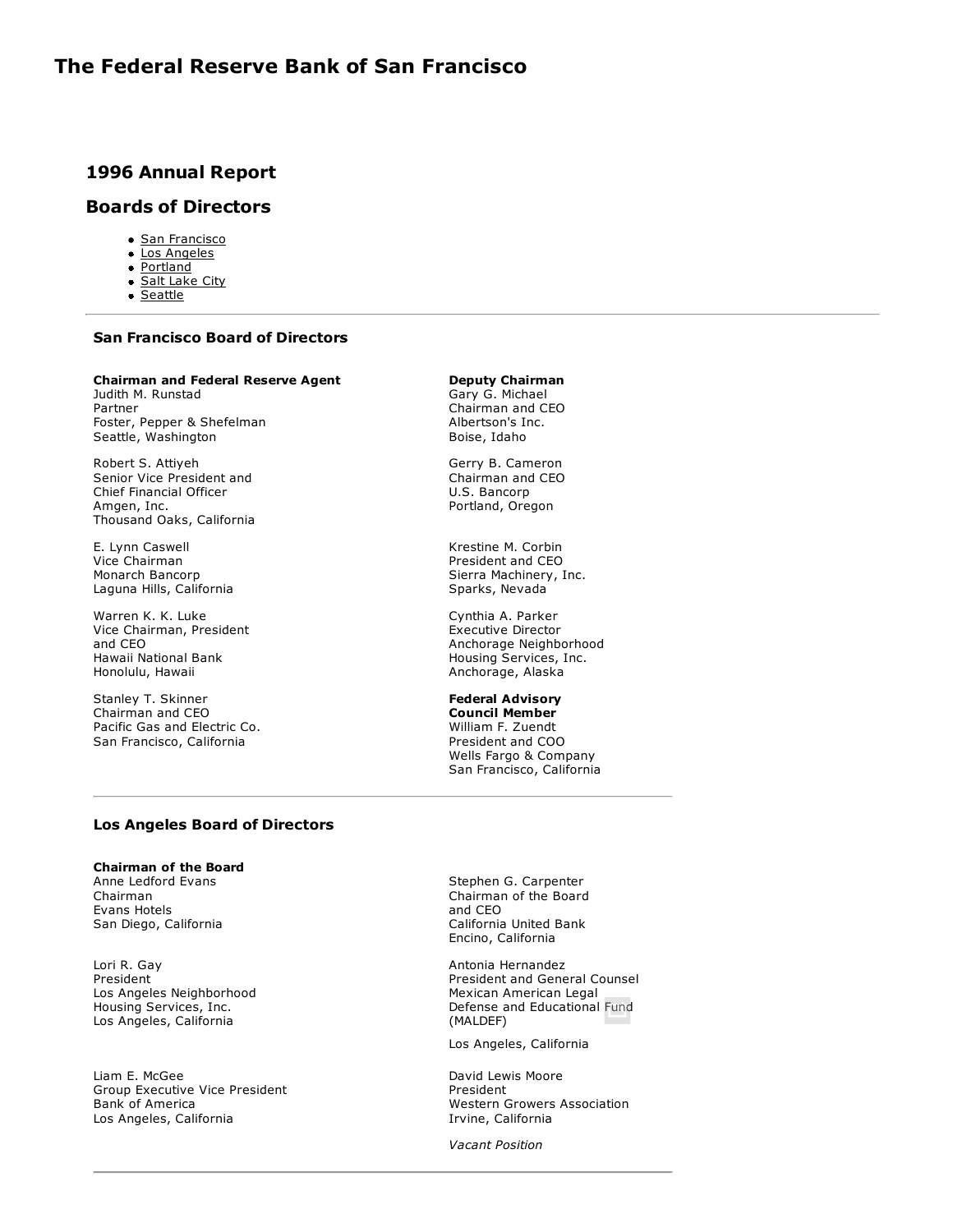# The Federal Reserve Bank of San Francisco

## 1996 Annual Report

## Boards of Directors

- San Francisco
- Los Angeles
- Portland
- Salt Lake City
- Seattle

---

### San Francisco Board of Directors

**Chairman and Federal Reserve Agent**
Judith M. Runstad
Partner
Foster, Pepper & Shefelman
Seattle, Washington

Robert S. Attiyeh
Senior Vice President and
Chief Financial Officer
Amgen, Inc.
Thousand Oaks, California

E. Lynn Caswell
Vice Chairman
Monarch Bancorp
Laguna Hills, California

Warren K. K. Luke
Vice Chairman, President
and CEO
Hawaii National Bank
Honolulu, Hawaii

Stanley T. Skinner
Chairman and CEO
Pacific Gas and Electric Co.
San Francisco, California

**Deputy Chairman**
Gary G. Michael
Chairman and CEO
Albertson's Inc.
Boise, Idaho

Gerry B. Cameron
Chairman and CEO
U.S. Bancorp
Portland, Oregon

Krestine M. Corbin
President and CEO
Sierra Machinery, Inc.
Sparks, Nevada

Cynthia A. Parker
Executive Director
Anchorage Neighborhood
Housing Services, Inc.
Anchorage, Alaska

**Federal Advisory Council Member**
William F. Zuendt
President and COO
Wells Fargo & Company
San Francisco, California

---

### Los Angeles Board of Directors

**Chairman of the Board**
Anne Ledford Evans
Chairman
Evans Hotels
San Diego, California

Lori R. Gay
President
Los Angeles Neighborhood
Housing Services, Inc.
Los Angeles, California

Liam E. McGee
Group Executive Vice President
Bank of America
Los Angeles, California

Stephen G. Carpenter
Chairman of the Board
and CEO
California United Bank
Encino, California

Antonia Hernandez
President and General Counsel
Mexican American Legal
Defense and Educational Fund
(MALDEF)

Los Angeles, California

David Lewis Moore
President
Western Growers Association
Irvine, California

*Vacant Position*

---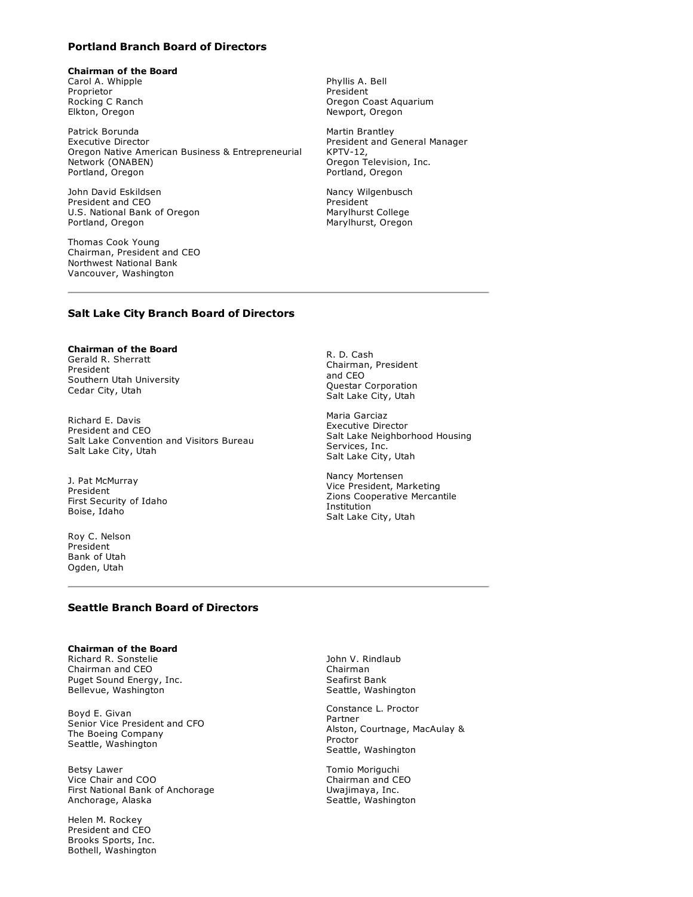## Portland Branch Board of Directors

**Chairman of the Board**
Carol A. Whipple
Proprietor
Rocking C Ranch
Elkton, Oregon

Patrick Borunda
Executive Director
Oregon Native American Business & Entrepreneurial Network (ONABEN)
Portland, Oregon

John David Eskildsen
President and CEO
U.S. National Bank of Oregon
Portland, Oregon

Thomas Cook Young
Chairman, President and CEO
Northwest National Bank
Vancouver, Washington

Phyllis A. Bell
President
Oregon Coast Aquarium
Newport, Oregon

Martin Brantley
President and General Manager
KPTV-12,
Oregon Television, Inc.
Portland, Oregon

Nancy Wilgenbusch
President
Marylhurst College
Marylhurst, Oregon

---

## Salt Lake City Branch Board of Directors

**Chairman of the Board**
Gerald R. Sherratt
President
Southern Utah University
Cedar City, Utah

Richard E. Davis
President and CEO
Salt Lake Convention and Visitors Bureau
Salt Lake City, Utah

J. Pat McMurray
President
First Security of Idaho
Boise, Idaho

Roy C. Nelson
President
Bank of Utah
Ogden, Utah

R. D. Cash
Chairman, President and CEO
Questar Corporation
Salt Lake City, Utah

Maria Garciaz
Executive Director
Salt Lake Neighborhood Housing Services, Inc.
Salt Lake City, Utah

Nancy Mortensen
Vice President, Marketing
Zions Cooperative Mercantile Institution
Salt Lake City, Utah

---

## Seattle Branch Board of Directors

**Chairman of the Board**
Richard R. Sonstelie
Chairman and CEO
Puget Sound Energy, Inc.
Bellevue, Washington

Boyd E. Givan
Senior Vice President and CFO
The Boeing Company
Seattle, Washington

Betsy Lawer
Vice Chair and COO
First National Bank of Anchorage
Anchorage, Alaska

Helen M. Rockey
President and CEO
Brooks Sports, Inc.
Bothell, Washington

John V. Rindlaub
Chairman
Seafirst Bank
Seattle, Washington

Constance L. Proctor
Partner
Alston, Courtnage, MacAulay & Proctor
Seattle, Washington

Tomio Moriguchi
Chairman and CEO
Uwajimaya, Inc.
Seattle, Washington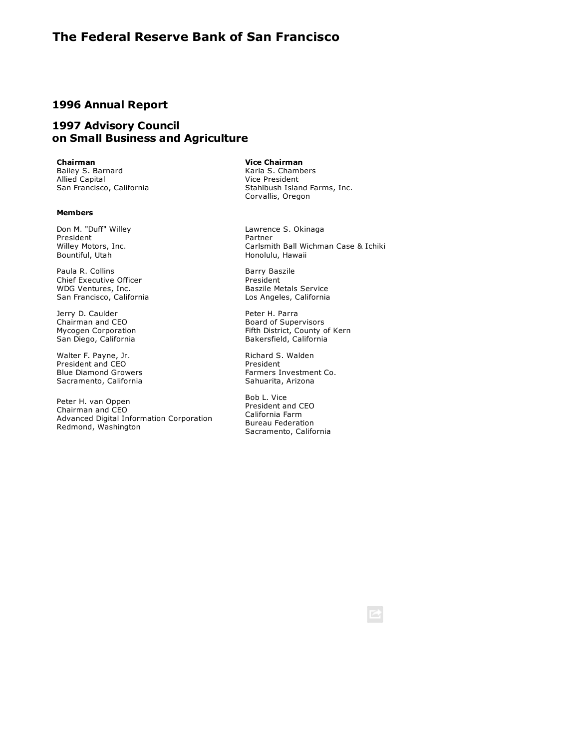# The Federal Reserve Bank of San Francisco

## 1996 Annual Report

## 1997 Advisory Council on Small Business and Agriculture

**Chairman**
Bailey S. Barnard
Allied Capital
San Francisco, California

**Vice Chairman**
Karla S. Chambers
Vice President
Stahlbush Island Farms, Inc.
Corvallis, Oregon

**Members**

Don M. "Duff" Willey
President
Willey Motors, Inc.
Bountiful, Utah

Paula R. Collins
Chief Executive Officer
WDG Ventures, Inc.
San Francisco, California

Jerry D. Caulder
Chairman and CEO
Mycogen Corporation
San Diego, California

Walter F. Payne, Jr.
President and CEO
Blue Diamond Growers
Sacramento, California

Peter H. van Oppen
Chairman and CEO
Advanced Digital Information Corporation
Redmond, Washington

Lawrence S. Okinaga
Partner
Carlsmith Ball Wichman Case & Ichiki
Honolulu, Hawaii

Barry Baszile
President
Baszile Metals Service
Los Angeles, California

Peter H. Parra
Board of Supervisors
Fifth District, County of Kern
Bakersfield, California

Richard S. Walden
President
Farmers Investment Co.
Sahuarita, Arizona

Bob L. Vice
President and CEO
California Farm
Bureau Federation
Sacramento, California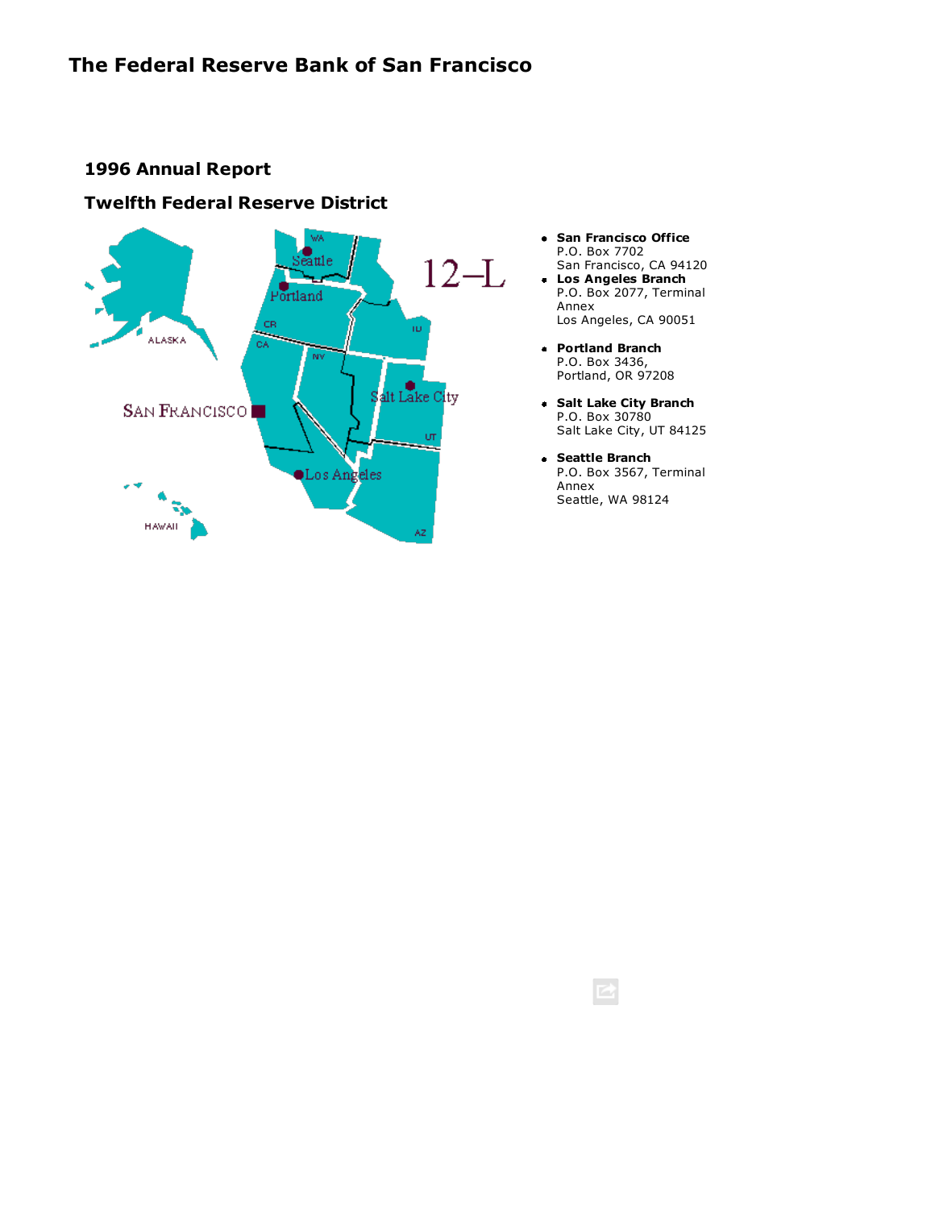# The Federal Reserve Bank of San Francisco

## 1996 Annual Report

## Twelfth Federal Reserve District

- **San Francisco Office**
  P.O. Box 7702
  San Francisco, CA 94120
- **Los Angeles Branch**
  P.O. Box 2077, Terminal Annex
  Los Angeles, CA 90051
- **Portland Branch**
  P.O. Box 3436,
  Portland, OR 97208
- **Salt Lake City Branch**
  P.O. Box 30780
  Salt Lake City, UT 84125
- **Seattle Branch**
  P.O. Box 3567, Terminal Annex
  Seattle, WA 98124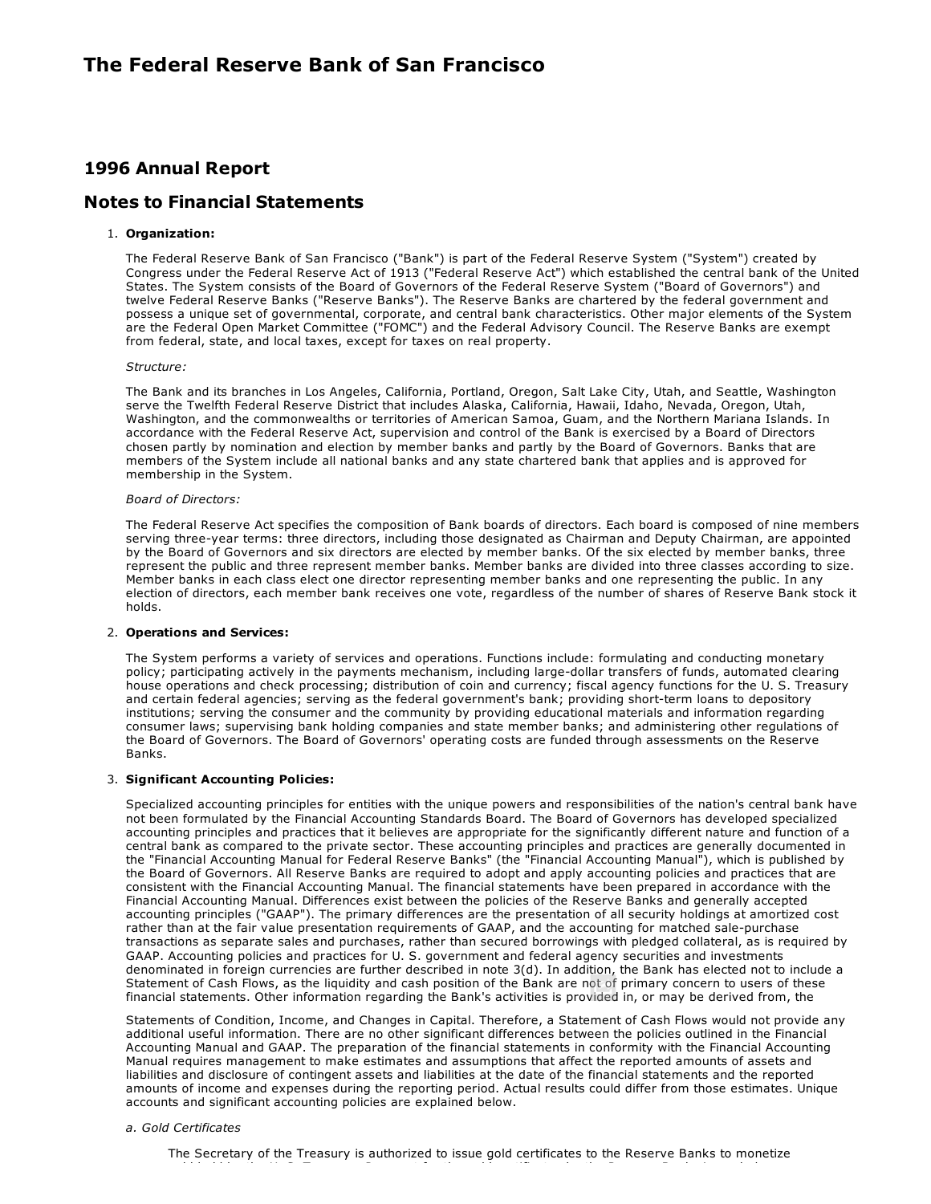# The Federal Reserve Bank of San Francisco

## 1996 Annual Report

## Notes to Financial Statements

1. **Organization:**

   The Federal Reserve Bank of San Francisco ("Bank") is part of the Federal Reserve System ("System") created by Congress under the Federal Reserve Act of 1913 ("Federal Reserve Act") which established the central bank of the United States. The System consists of the Board of Governors of the Federal Reserve System ("Board of Governors") and twelve Federal Reserve Banks ("Reserve Banks"). The Reserve Banks are chartered by the federal government and possess a unique set of governmental, corporate, and central bank characteristics. Other major elements of the System are the Federal Open Market Committee ("FOMC") and the Federal Advisory Council. The Reserve Banks are exempt from federal, state, and local taxes, except for taxes on real property.

   *Structure:*

   The Bank and its branches in Los Angeles, California, Portland, Oregon, Salt Lake City, Utah, and Seattle, Washington serve the Twelfth Federal Reserve District that includes Alaska, California, Hawaii, Idaho, Nevada, Oregon, Utah, Washington, and the commonwealths or territories of American Samoa, Guam, and the Northern Mariana Islands. In accordance with the Federal Reserve Act, supervision and control of the Bank is exercised by a Board of Directors chosen partly by nomination and election by member banks and partly by the Board of Governors. Banks that are members of the System include all national banks and any state chartered bank that applies and is approved for membership in the System.

   *Board of Directors:*

   The Federal Reserve Act specifies the composition of Bank boards of directors. Each board is composed of nine members serving three-year terms: three directors, including those designated as Chairman and Deputy Chairman, are appointed by the Board of Governors and six directors are elected by member banks. Of the six elected by member banks, three represent the public and three represent member banks. Member banks are divided into three classes according to size. Member banks in each class elect one director representing member banks and one representing the public. In any election of directors, each member bank receives one vote, regardless of the number of shares of Reserve Bank stock it holds.

2. **Operations and Services:**

   The System performs a variety of services and operations. Functions include: formulating and conducting monetary policy; participating actively in the payments mechanism, including large-dollar transfers of funds, automated clearing house operations and check processing; distribution of coin and currency; fiscal agency functions for the U. S. Treasury and certain federal agencies; serving as the federal government's bank; providing short-term loans to depository institutions; serving the consumer and the community by providing educational materials and information regarding consumer laws; supervising bank holding companies and state member banks; and administering other regulations of the Board of Governors. The Board of Governors' operating costs are funded through assessments on the Reserve Banks.

3. **Significant Accounting Policies:**

   Specialized accounting principles for entities with the unique powers and responsibilities of the nation's central bank have not been formulated by the Financial Accounting Standards Board. The Board of Governors has developed specialized accounting principles and practices that it believes are appropriate for the significantly different nature and function of a central bank as compared to the private sector. These accounting principles and practices are generally documented in the "Financial Accounting Manual for Federal Reserve Banks" (the "Financial Accounting Manual"), which is published by the Board of Governors. All Reserve Banks are required to adopt and apply accounting policies and practices that are consistent with the Financial Accounting Manual. The financial statements have been prepared in accordance with the Financial Accounting Manual. Differences exist between the policies of the Reserve Banks and generally accepted accounting principles ("GAAP"). The primary differences are the presentation of all security holdings at amortized cost rather than at the fair value presentation requirements of GAAP, and the accounting for matched sale-purchase transactions as separate sales and purchases, rather than secured borrowings with pledged collateral, as is required by GAAP. Accounting policies and practices for U. S. government and federal agency securities and investments denominated in foreign currencies are further described in note 3(d). In addition, the Bank has elected not to include a Statement of Cash Flows, as the liquidity and cash position of the Bank are not of primary concern to users of these financial statements. Other information regarding the Bank's activities is provided in, or may be derived from, the Statements of Condition, Income, and Changes in Capital. Therefore, a Statement of Cash Flows would not provide any additional useful information. There are no other significant differences between the policies outlined in the Financial Accounting Manual and GAAP. The preparation of the financial statements in conformity with the Financial Accounting Manual requires management to make estimates and assumptions that affect the reported amounts of assets and liabilities and disclosure of contingent assets and liabilities at the date of the financial statements and the reported amounts of income and expenses during the reporting period. Actual results could differ from those estimates. Unique accounts and significant accounting policies are explained below.

   *a. Gold Certificates*

   The Secretary of the Treasury is authorized to issue gold certificates to the Reserve Banks to monetize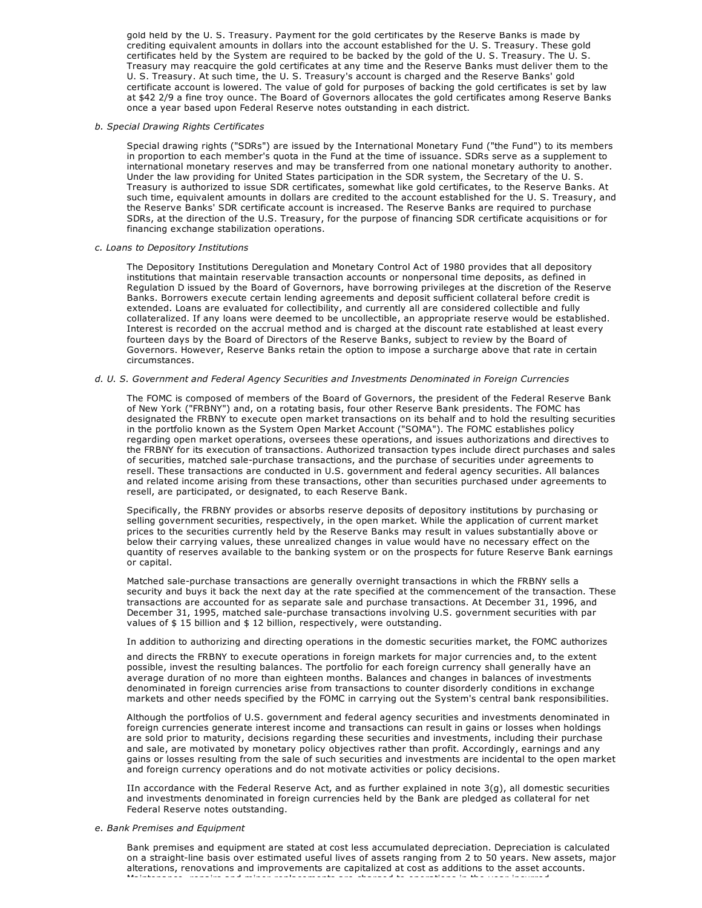gold held by the U. S. Treasury. Payment for the gold certificates by the Reserve Banks is made by crediting equivalent amounts in dollars into the account established for the U. S. Treasury. These gold certificates held by the System are required to be backed by the gold of the U. S. Treasury. The U. S. Treasury may reacquire the gold certificates at any time and the Reserve Banks must deliver them to the U. S. Treasury. At such time, the U. S. Treasury's account is charged and the Reserve Banks' gold certificate account is lowered. The value of gold for purposes of backing the gold certificates is set by law at $42 2/9 a fine troy ounce. The Board of Governors allocates the gold certificates among Reserve Banks once a year based upon Federal Reserve notes outstanding in each district.

*b. Special Drawing Rights Certificates*

Special drawing rights ("SDRs") are issued by the International Monetary Fund ("the Fund") to its members in proportion to each member's quota in the Fund at the time of issuance. SDRs serve as a supplement to international monetary reserves and may be transferred from one national monetary authority to another. Under the law providing for United States participation in the SDR system, the Secretary of the U. S. Treasury is authorized to issue SDR certificates, somewhat like gold certificates, to the Reserve Banks. At such time, equivalent amounts in dollars are credited to the account established for the U. S. Treasury, and the Reserve Banks' SDR certificate account is increased. The Reserve Banks are required to purchase SDRs, at the direction of the U.S. Treasury, for the purpose of financing SDR certificate acquisitions or for financing exchange stabilization operations.

*c. Loans to Depository Institutions*

The Depository Institutions Deregulation and Monetary Control Act of 1980 provides that all depository institutions that maintain reservable transaction accounts or nonpersonal time deposits, as defined in Regulation D issued by the Board of Governors, have borrowing privileges at the discretion of the Reserve Banks. Borrowers execute certain lending agreements and deposit sufficient collateral before credit is extended. Loans are evaluated for collectibility, and currently all are considered collectible and fully collateralized. If any loans were deemed to be uncollectible, an appropriate reserve would be established. Interest is recorded on the accrual method and is charged at the discount rate established at least every fourteen days by the Board of Directors of the Reserve Banks, subject to review by the Board of Governors. However, Reserve Banks retain the option to impose a surcharge above that rate in certain circumstances.

*d. U. S. Government and Federal Agency Securities and Investments Denominated in Foreign Currencies*

The FOMC is composed of members of the Board of Governors, the president of the Federal Reserve Bank of New York ("FRBNY") and, on a rotating basis, four other Reserve Bank presidents. The FOMC has designated the FRBNY to execute open market transactions on its behalf and to hold the resulting securities in the portfolio known as the System Open Market Account ("SOMA"). The FOMC establishes policy regarding open market operations, oversees these operations, and issues authorizations and directives to the FRBNY for its execution of transactions. Authorized transaction types include direct purchases and sales of securities, matched sale-purchase transactions, and the purchase of securities under agreements to resell. These transactions are conducted in U.S. government and federal agency securities. All balances and related income arising from these transactions, other than securities purchased under agreements to resell, are participated, or designated, to each Reserve Bank.

Specifically, the FRBNY provides or absorbs reserve deposits of depository institutions by purchasing or selling government securities, respectively, in the open market. While the application of current market prices to the securities currently held by the Reserve Banks may result in values substantially above or below their carrying values, these unrealized changes in value would have no necessary effect on the quantity of reserves available to the banking system or on the prospects for future Reserve Bank earnings or capital.

Matched sale-purchase transactions are generally overnight transactions in which the FRBNY sells a security and buys it back the next day at the rate specified at the commencement of the transaction. These transactions are accounted for as separate sale and purchase transactions. At December 31, 1996, and December 31, 1995, matched sale-purchase transactions involving U.S. government securities with par values of $ 15 billion and $ 12 billion, respectively, were outstanding.

In addition to authorizing and directing operations in the domestic securities market, the FOMC authorizes and directs the FRBNY to execute operations in foreign markets for major currencies and, to the extent possible, invest the resulting balances. The portfolio for each foreign currency shall generally have an average duration of no more than eighteen months. Balances and changes in balances of investments denominated in foreign currencies arise from transactions to counter disorderly conditions in exchange markets and other needs specified by the FOMC in carrying out the System's central bank responsibilities.

Although the portfolios of U.S. government and federal agency securities and investments denominated in foreign currencies generate interest income and transactions can result in gains or losses when holdings are sold prior to maturity, decisions regarding these securities and investments, including their purchase and sale, are motivated by monetary policy objectives rather than profit. Accordingly, earnings and any gains or losses resulting from the sale of such securities and investments are incidental to the open market and foreign currency operations and do not motivate activities or policy decisions.

IIn accordance with the Federal Reserve Act, and as further explained in note 3(g), all domestic securities and investments denominated in foreign currencies held by the Bank are pledged as collateral for net Federal Reserve notes outstanding.

*e. Bank Premises and Equipment*

Bank premises and equipment are stated at cost less accumulated depreciation. Depreciation is calculated on a straight-line basis over estimated useful lives of assets ranging from 2 to 50 years. New assets, major alterations, renovations and improvements are capitalized at cost as additions to the asset accounts.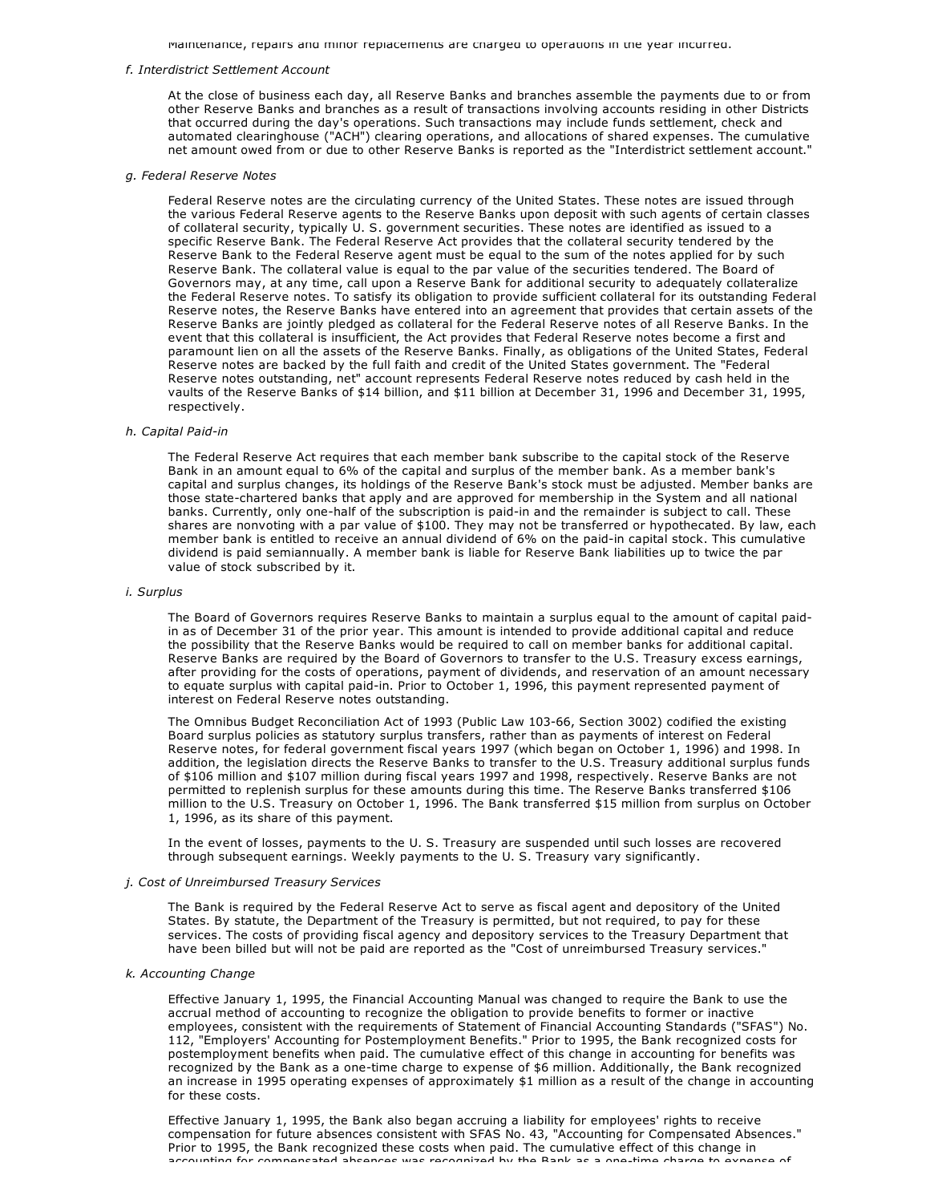Maintenance, repairs and minor replacements are charged to operations in the year incurred.

*f. Interdistrict Settlement Account*

At the close of business each day, all Reserve Banks and branches assemble the payments due to or from other Reserve Banks and branches as a result of transactions involving accounts residing in other Districts that occurred during the day's operations. Such transactions may include funds settlement, check and automated clearinghouse ("ACH") clearing operations, and allocations of shared expenses. The cumulative net amount owed from or due to other Reserve Banks is reported as the "Interdistrict settlement account."

*g. Federal Reserve Notes*

Federal Reserve notes are the circulating currency of the United States. These notes are issued through the various Federal Reserve agents to the Reserve Banks upon deposit with such agents of certain classes of collateral security, typically U. S. government securities. These notes are identified as issued to a specific Reserve Bank. The Federal Reserve Act provides that the collateral security tendered by the Reserve Bank to the Federal Reserve agent must be equal to the sum of the notes applied for by such Reserve Bank. The collateral value is equal to the par value of the securities tendered. The Board of Governors may, at any time, call upon a Reserve Bank for additional security to adequately collateralize the Federal Reserve notes. To satisfy its obligation to provide sufficient collateral for its outstanding Federal Reserve notes, the Reserve Banks have entered into an agreement that provides that certain assets of the Reserve Banks are jointly pledged as collateral for the Federal Reserve notes of all Reserve Banks. In the event that this collateral is insufficient, the Act provides that Federal Reserve notes become a first and paramount lien on all the assets of the Reserve Banks. Finally, as obligations of the United States, Federal Reserve notes are backed by the full faith and credit of the United States government. The "Federal Reserve notes outstanding, net" account represents Federal Reserve notes reduced by cash held in the vaults of the Reserve Banks of $14 billion, and $11 billion at December 31, 1996 and December 31, 1995, respectively.

*h. Capital Paid-in*

The Federal Reserve Act requires that each member bank subscribe to the capital stock of the Reserve Bank in an amount equal to 6% of the capital and surplus of the member bank. As a member bank's capital and surplus changes, its holdings of the Reserve Bank's stock must be adjusted. Member banks are those state-chartered banks that apply and are approved for membership in the System and all national banks. Currently, only one-half of the subscription is paid-in and the remainder is subject to call. These shares are nonvoting with a par value of $100. They may not be transferred or hypothecated. By law, each member bank is entitled to receive an annual dividend of 6% on the paid-in capital stock. This cumulative dividend is paid semiannually. A member bank is liable for Reserve Bank liabilities up to twice the par value of stock subscribed by it.

*i. Surplus*

The Board of Governors requires Reserve Banks to maintain a surplus equal to the amount of capital paid-in as of December 31 of the prior year. This amount is intended to provide additional capital and reduce the possibility that the Reserve Banks would be required to call on member banks for additional capital. Reserve Banks are required by the Board of Governors to transfer to the U.S. Treasury excess earnings, after providing for the costs of operations, payment of dividends, and reservation of an amount necessary to equate surplus with capital paid-in. Prior to October 1, 1996, this payment represented payment of interest on Federal Reserve notes outstanding.

The Omnibus Budget Reconciliation Act of 1993 (Public Law 103-66, Section 3002) codified the existing Board surplus policies as statutory surplus transfers, rather than as payments of interest on Federal Reserve notes, for federal government fiscal years 1997 (which began on October 1, 1996) and 1998. In addition, the legislation directs the Reserve Banks to transfer to the U.S. Treasury additional surplus funds of $106 million and $107 million during fiscal years 1997 and 1998, respectively. Reserve Banks are not permitted to replenish surplus for these amounts during this time. The Reserve Banks transferred $106 million to the U.S. Treasury on October 1, 1996. The Bank transferred $15 million from surplus on October 1, 1996, as its share of this payment.

In the event of losses, payments to the U. S. Treasury are suspended until such losses are recovered through subsequent earnings. Weekly payments to the U. S. Treasury vary significantly.

*j. Cost of Unreimbursed Treasury Services*

The Bank is required by the Federal Reserve Act to serve as fiscal agent and depository of the United States. By statute, the Department of the Treasury is permitted, but not required, to pay for these services. The costs of providing fiscal agency and depository services to the Treasury Department that have been billed but will not be paid are reported as the "Cost of unreimbursed Treasury services."

*k. Accounting Change*

Effective January 1, 1995, the Financial Accounting Manual was changed to require the Bank to use the accrual method of accounting to recognize the obligation to provide benefits to former or inactive employees, consistent with the requirements of Statement of Financial Accounting Standards ("SFAS") No. 112, "Employers' Accounting for Postemployment Benefits." Prior to 1995, the Bank recognized costs for postemployment benefits when paid. The cumulative effect of this change in accounting for benefits was recognized by the Bank as a one-time charge to expense of $6 million. Additionally, the Bank recognized an increase in 1995 operating expenses of approximately $1 million as a result of the change in accounting for these costs.

Effective January 1, 1995, the Bank also began accruing a liability for employees' rights to receive compensation for future absences consistent with SFAS No. 43, "Accounting for Compensated Absences." Prior to 1995, the Bank recognized these costs when paid. The cumulative effect of this change in accounting for compensated absences was recognized by the Bank as a one-time charge to expense of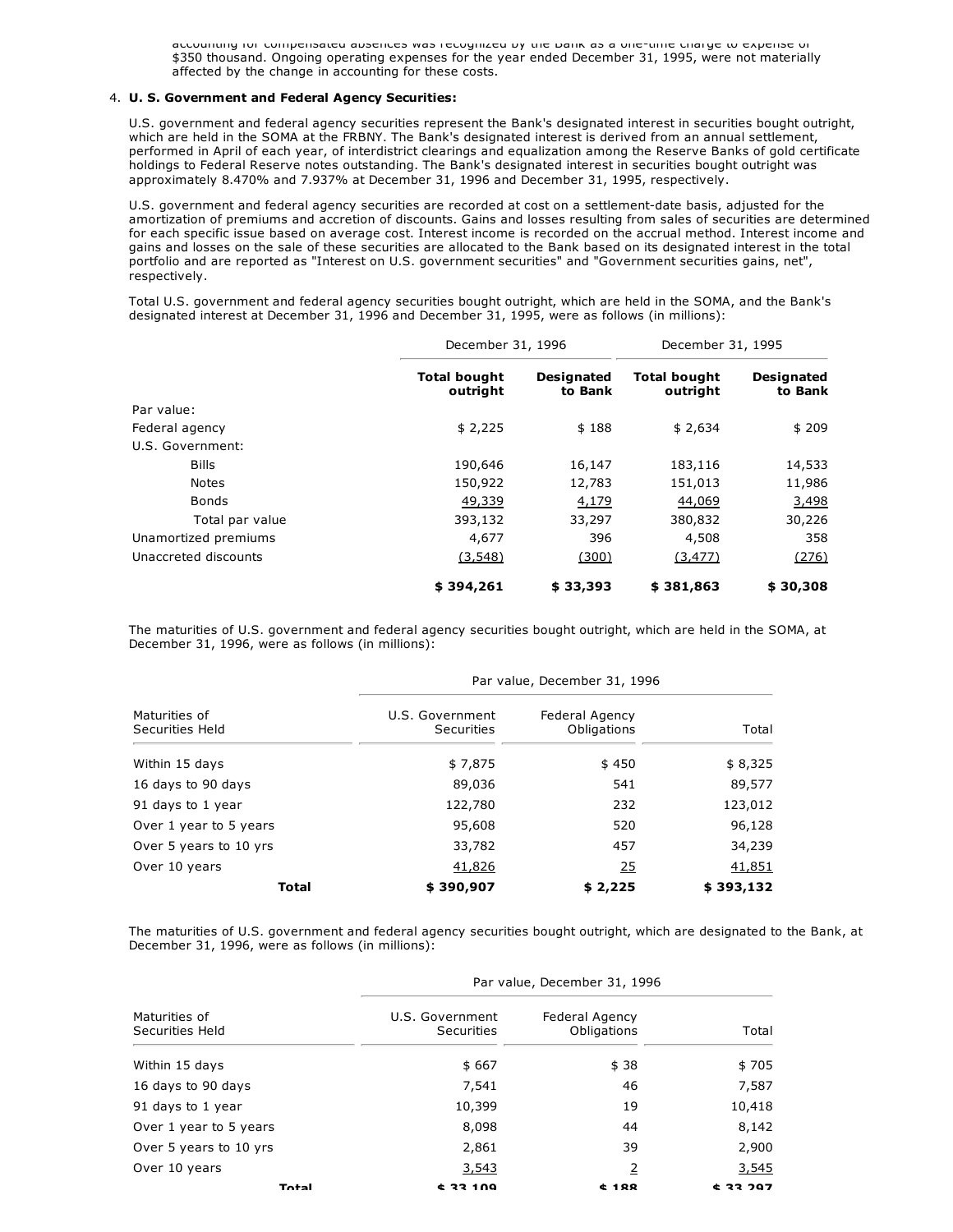accounting for compensated absences was recognized by the Bank as a one-time charge to expense of $350 thousand. Ongoing operating expenses for the year ended December 31, 1995, were not materially affected by the change in accounting for these costs.

4. **U. S. Government and Federal Agency Securities:**

U.S. government and federal agency securities represent the Bank's designated interest in securities bought outright, which are held in the SOMA at the FRBNY. The Bank's designated interest is derived from an annual settlement, performed in April of each year, of interdistrict clearings and equalization among the Reserve Banks of gold certificate holdings to Federal Reserve notes outstanding. The Bank's designated interest in securities bought outright was approximately 8.470% and 7.937% at December 31, 1996 and December 31, 1995, respectively.

U.S. government and federal agency securities are recorded at cost on a settlement-date basis, adjusted for the amortization of premiums and accretion of discounts. Gains and losses resulting from sales of securities are determined for each specific issue based on average cost. Interest income is recorded on the accrual method. Interest income and gains and losses on the sale of these securities are allocated to the Bank based on its designated interest in the total portfolio and are reported as "Interest on U.S. government securities" and "Government securities gains, net", respectively.

Total U.S. government and federal agency securities bought outright, which are held in the SOMA, and the Bank's designated interest at December 31, 1996 and December 31, 1995, were as follows (in millions):

| | December 31, 1996 | | December 31, 1995 | |
|---|---|---|---|---|
| | **Total bought outright** | **Designated to Bank** | **Total bought outright** | **Designated to Bank** |
| Par value: | | | | |
| Federal agency | $ 2,225 | $ 188 | $ 2,634 | $ 209 |
| U.S. Government: | | | | |
| Bills | 190,646 | 16,147 | 183,116 | 14,533 |
| Notes | 150,922 | 12,783 | 151,013 | 11,986 |
| Bonds | 49,339 | 4,179 | 44,069 | 3,498 |
| Total par value | 393,132 | 33,297 | 380,832 | 30,226 |
| Unamortized premiums | 4,677 | 396 | 4,508 | 358 |
| Unaccreted discounts | (3,548) | (300) | (3,477) | (276) |
| | **$ 394,261** | **$ 33,393** | **$ 381,863** | **$ 30,308** |

The maturities of U.S. government and federal agency securities bought outright, which are held in the SOMA, at December 31, 1996, were as follows (in millions):

| | Par value, December 31, 1996 | | |
|---|---|---|---|
| Maturities of Securities Held | U.S. Government Securities | Federal Agency Obligations | Total |
| Within 15 days | $ 7,875 | $ 450 | $ 8,325 |
| 16 days to 90 days | 89,036 | 541 | 89,577 |
| 91 days to 1 year | 122,780 | 232 | 123,012 |
| Over 1 year to 5 years | 95,608 | 520 | 96,128 |
| Over 5 years to 10 yrs | 33,782 | 457 | 34,239 |
| Over 10 years | 41,826 | 25 | 41,851 |
| **Total** | **$ 390,907** | **$ 2,225** | **$ 393,132** |

The maturities of U.S. government and federal agency securities bought outright, which are designated to the Bank, at December 31, 1996, were as follows (in millions):

| | Par value, December 31, 1996 | | |
|---|---|---|---|
| Maturities of Securities Held | U.S. Government Securities | Federal Agency Obligations | Total |
| Within 15 days | $ 667 | $ 38 | $ 705 |
| 16 days to 90 days | 7,541 | 46 | 7,587 |
| 91 days to 1 year | 10,399 | 19 | 10,418 |
| Over 1 year to 5 years | 8,098 | 44 | 8,142 |
| Over 5 years to 10 yrs | 2,861 | 39 | 2,900 |
| Over 10 years | 3,543 | 2 | 3,545 |
| **Total** | **$ 33,109** | **$ 188** | **$ 33,297** |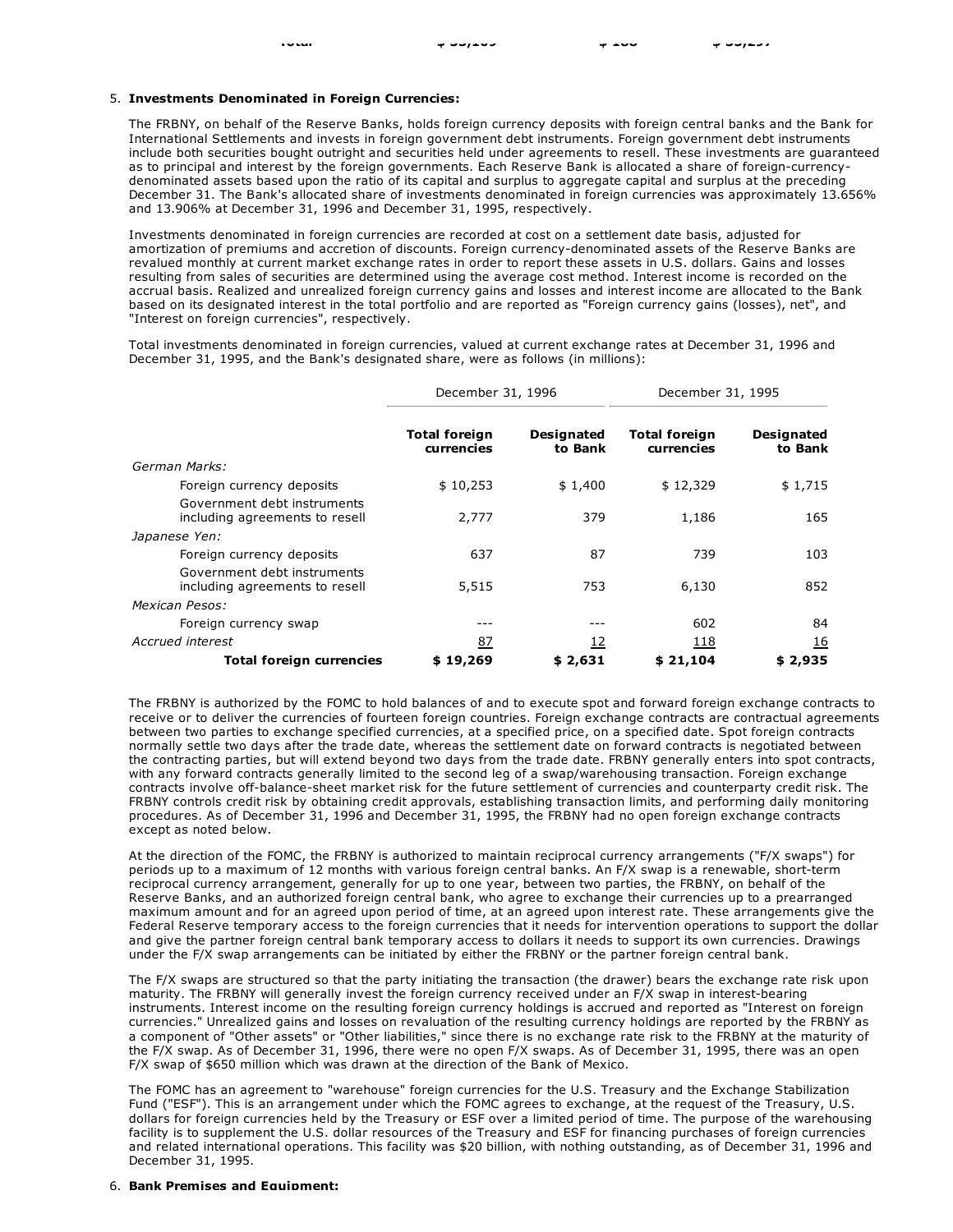5. **Investments Denominated in Foreign Currencies:**

The FRBNY, on behalf of the Reserve Banks, holds foreign currency deposits with foreign central banks and the Bank for International Settlements and invests in foreign government debt instruments. Foreign government debt instruments include both securities bought outright and securities held under agreements to resell. These investments are guaranteed as to principal and interest by the foreign governments. Each Reserve Bank is allocated a share of foreign-currency-denominated assets based upon the ratio of its capital and surplus to aggregate capital and surplus at the preceding December 31. The Bank's allocated share of investments denominated in foreign currencies was approximately 13.656% and 13.906% at December 31, 1996 and December 31, 1995, respectively.

Investments denominated in foreign currencies are recorded at cost on a settlement date basis, adjusted for amortization of premiums and accretion of discounts. Foreign currency-denominated assets of the Reserve Banks are revalued monthly at current market exchange rates in order to report these assets in U.S. dollars. Gains and losses resulting from sales of securities are determined using the average cost method. Interest income is recorded on the accrual basis. Realized and unrealized foreign currency gains and losses and interest income are allocated to the Bank based on its designated interest in the total portfolio and are reported as "Foreign currency gains (losses), net", and "Interest on foreign currencies", respectively.

Total investments denominated in foreign currencies, valued at current exchange rates at December 31, 1996 and December 31, 1995, and the Bank's designated share, were as follows (in millions):

| | December 31, 1996 | | December 31, 1995 | |
|---|---|---|---|---|
| | **Total foreign currencies** | **Designated to Bank** | **Total foreign currencies** | **Designated to Bank** |
| *German Marks:* | | | | |
| Foreign currency deposits | $ 10,253 | $ 1,400 | $ 12,329 | $ 1,715 |
| Government debt instruments including agreements to resell | 2,777 | 379 | 1,186 | 165 |
| *Japanese Yen:* | | | | |
| Foreign currency deposits | 637 | 87 | 739 | 103 |
| Government debt instruments including agreements to resell | 5,515 | 753 | 6,130 | 852 |
| *Mexican Pesos:* | | | | |
| Foreign currency swap | --- | --- | 602 | 84 |
| *Accrued interest* | 87 | 12 | 118 | 16 |
| **Total foreign currencies** | **$ 19,269** | **$ 2,631** | **$ 21,104** | **$ 2,935** |

The FRBNY is authorized by the FOMC to hold balances of and to execute spot and forward foreign exchange contracts to receive or to deliver the currencies of fourteen foreign countries. Foreign exchange contracts are contractual agreements between two parties to exchange specified currencies, at a specified price, on a specified date. Spot foreign contracts normally settle two days after the trade date, whereas the settlement date on forward contracts is negotiated between the contracting parties, but will extend beyond two days from the trade date. FRBNY generally enters into spot contracts, with any forward contracts generally limited to the second leg of a swap/warehousing transaction. Foreign exchange contracts involve off-balance-sheet market risk for the future settlement of currencies and counterparty credit risk. The FRBNY controls credit risk by obtaining credit approvals, establishing transaction limits, and performing daily monitoring procedures. As of December 31, 1996 and December 31, 1995, the FRBNY had no open foreign exchange contracts except as noted below.

At the direction of the FOMC, the FRBNY is authorized to maintain reciprocal currency arrangements ("F/X swaps") for periods up to a maximum of 12 months with various foreign central banks. An F/X swap is a renewable, short-term reciprocal currency arrangement, generally for up to one year, between two parties, the FRBNY, on behalf of the Reserve Banks, and an authorized foreign central bank, who agree to exchange their currencies up to a prearranged maximum amount and for an agreed upon period of time, at an agreed upon interest rate. These arrangements give the Federal Reserve temporary access to the foreign currencies that it needs for intervention operations to support the dollar and give the partner foreign central bank temporary access to dollars it needs to support its own currencies. Drawings under the F/X swap arrangements can be initiated by either the FRBNY or the partner foreign central bank.

The F/X swaps are structured so that the party initiating the transaction (the drawer) bears the exchange rate risk upon maturity. The FRBNY will generally invest the foreign currency received under an F/X swap in interest-bearing instruments. Interest income on the resulting foreign currency holdings is accrued and reported as "Interest on foreign currencies." Unrealized gains and losses on revaluation of the resulting currency holdings are reported by the FRBNY as a component of "Other assets" or "Other liabilities," since there is no exchange rate risk to the FRBNY at the maturity of the F/X swap. As of December 31, 1996, there were no open F/X swaps. As of December 31, 1995, there was an open F/X swap of $650 million which was drawn at the direction of the Bank of Mexico.

The FOMC has an agreement to "warehouse" foreign currencies for the U.S. Treasury and the Exchange Stabilization Fund ("ESF"). This is an arrangement under which the FOMC agrees to exchange, at the request of the Treasury, U.S. dollars for foreign currencies held by the Treasury or ESF over a limited period of time. The purpose of the warehousing facility is to supplement the U.S. dollar resources of the Treasury and ESF for financing purchases of foreign currencies and related international operations. This facility was $20 billion, with nothing outstanding, as of December 31, 1996 and December 31, 1995.

6. **Bank Premises and Equipment:**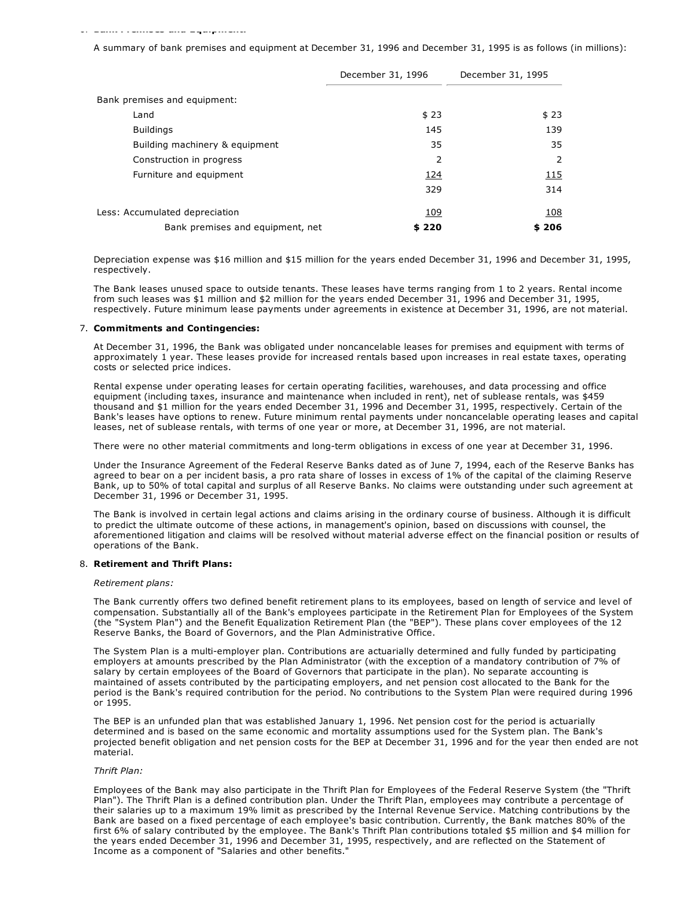A summary of bank premises and equipment at December 31, 1996 and December 31, 1995 is as follows (in millions):

| | December 31, 1996 | December 31, 1995 |
|---|---|---|
| Bank premises and equipment: | | |
| Land | $ 23 | $ 23 |
| Buildings | 145 | 139 |
| Building machinery & equipment | 35 | 35 |
| Construction in progress | 2 | 2 |
| Furniture and equipment | 124 | 115 |
| | 329 | 314 |
| Less: Accumulated depreciation | 109 | 108 |
| Bank premises and equipment, net | **$ 220** | **$ 206** |

Depreciation expense was $16 million and $15 million for the years ended December 31, 1996 and December 31, 1995, respectively.

The Bank leases unused space to outside tenants. These leases have terms ranging from 1 to 2 years. Rental income from such leases was $1 million and $2 million for the years ended December 31, 1996 and December 31, 1995, respectively. Future minimum lease payments under agreements in existence at December 31, 1996, are not material.

7. **Commitments and Contingencies:**

At December 31, 1996, the Bank was obligated under noncancelable leases for premises and equipment with terms of approximately 1 year. These leases provide for increased rentals based upon increases in real estate taxes, operating costs or selected price indices.

Rental expense under operating leases for certain operating facilities, warehouses, and data processing and office equipment (including taxes, insurance and maintenance when included in rent), net of sublease rentals, was $459 thousand and $1 million for the years ended December 31, 1996 and December 31, 1995, respectively. Certain of the Bank's leases have options to renew. Future minimum rental payments under noncancelable operating leases and capital leases, net of sublease rentals, with terms of one year or more, at December 31, 1996, are not material.

There were no other material commitments and long-term obligations in excess of one year at December 31, 1996.

Under the Insurance Agreement of the Federal Reserve Banks dated as of June 7, 1994, each of the Reserve Banks has agreed to bear on a per incident basis, a pro rata share of losses in excess of 1% of the capital of the claiming Reserve Bank, up to 50% of total capital and surplus of all Reserve Banks. No claims were outstanding under such agreement at December 31, 1996 or December 31, 1995.

The Bank is involved in certain legal actions and claims arising in the ordinary course of business. Although it is difficult to predict the ultimate outcome of these actions, in management's opinion, based on discussions with counsel, the aforementioned litigation and claims will be resolved without material adverse effect on the financial position or results of operations of the Bank.

8. **Retirement and Thrift Plans:**

*Retirement plans:*

The Bank currently offers two defined benefit retirement plans to its employees, based on length of service and level of compensation. Substantially all of the Bank's employees participate in the Retirement Plan for Employees of the System (the "System Plan") and the Benefit Equalization Retirement Plan (the "BEP"). These plans cover employees of the 12 Reserve Banks, the Board of Governors, and the Plan Administrative Office.

The System Plan is a multi-employer plan. Contributions are actuarially determined and fully funded by participating employers at amounts prescribed by the Plan Administrator (with the exception of a mandatory contribution of 7% of salary by certain employees of the Board of Governors that participate in the plan). No separate accounting is maintained of assets contributed by the participating employers, and net pension cost allocated to the Bank for the period is the Bank's required contribution for the period. No contributions to the System Plan were required during 1996 or 1995.

The BEP is an unfunded plan that was established January 1, 1996. Net pension cost for the period is actuarially determined and is based on the same economic and mortality assumptions used for the System plan. The Bank's projected benefit obligation and net pension costs for the BEP at December 31, 1996 and for the year then ended are not material.

*Thrift Plan:*

Employees of the Bank may also participate in the Thrift Plan for Employees of the Federal Reserve System (the "Thrift Plan"). The Thrift Plan is a defined contribution plan. Under the Thrift Plan, employees may contribute a percentage of their salaries up to a maximum 19% limit as prescribed by the Internal Revenue Service. Matching contributions by the Bank are based on a fixed percentage of each employee's basic contribution. Currently, the Bank matches 80% of the first 6% of salary contributed by the employee. The Bank's Thrift Plan contributions totaled $5 million and $4 million for the years ended December 31, 1996 and December 31, 1995, respectively, and are reflected on the Statement of Income as a component of "Salaries and other benefits."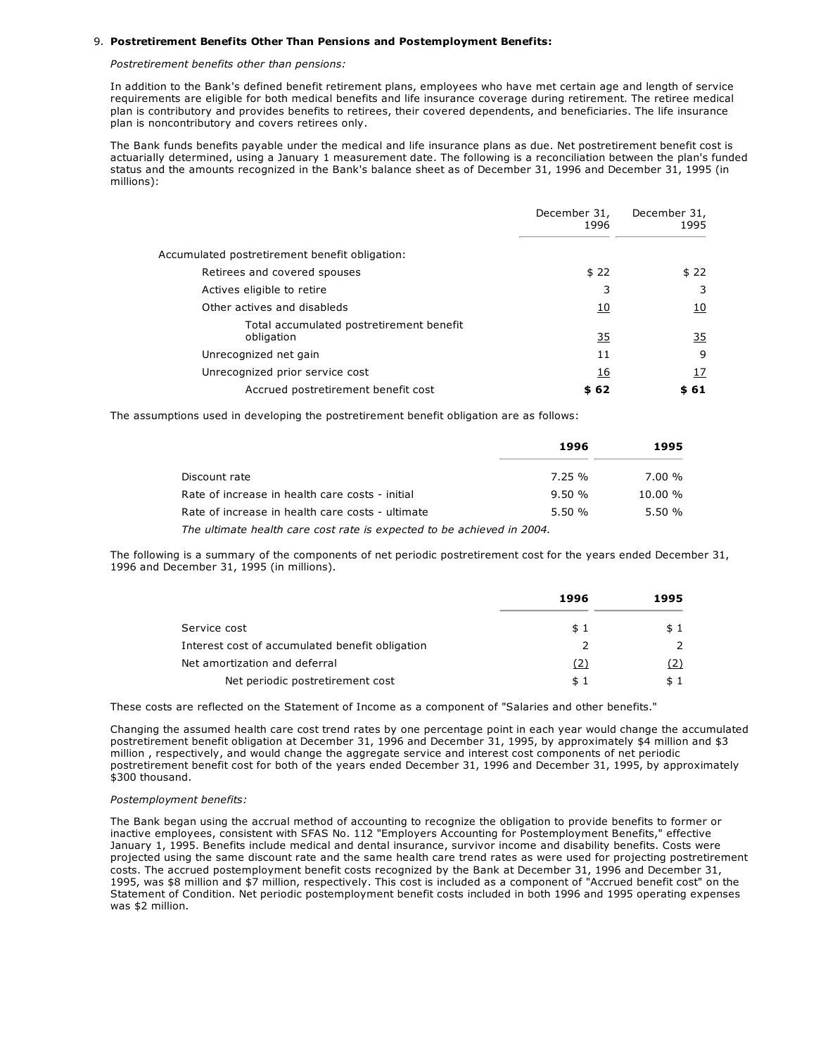9. **Postretirement Benefits Other Than Pensions and Postemployment Benefits:**

*Postretirement benefits other than pensions:*

In addition to the Bank's defined benefit retirement plans, employees who have met certain age and length of service requirements are eligible for both medical benefits and life insurance coverage during retirement. The retiree medical plan is contributory and provides benefits to retirees, their covered dependents, and beneficiaries. The life insurance plan is noncontributory and covers retirees only.

The Bank funds benefits payable under the medical and life insurance plans as due. Net postretirement benefit cost is actuarially determined, using a January 1 measurement date. The following is a reconciliation between the plan's funded status and the amounts recognized in the Bank's balance sheet as of December 31, 1996 and December 31, 1995 (in millions):

| | December 31, 1996 | December 31, 1995 |
|---|---|---|
| Accumulated postretirement benefit obligation: | | |
| Retirees and covered spouses | $ 22 | $ 22 |
| Actives eligible to retire | 3 | 3 |
| Other actives and disableds | 10 | 10 |
| Total accumulated postretirement benefit obligation | 35 | 35 |
| Unrecognized net gain | 11 | 9 |
| Unrecognized prior service cost | 16 | 17 |
| Accrued postretirement benefit cost | **$ 62** | **$ 61** |

The assumptions used in developing the postretirement benefit obligation are as follows:

| | **1996** | **1995** |
|---|---|---|
| Discount rate | 7.25 % | 7.00 % |
| Rate of increase in health care costs - initial | 9.50 % | 10.00 % |
| Rate of increase in health care costs - ultimate | 5.50 % | 5.50 % |

*The ultimate health care cost rate is expected to be achieved in 2004.*

The following is a summary of the components of net periodic postretirement cost for the years ended December 31, 1996 and December 31, 1995 (in millions).

| | **1996** | **1995** |
|---|---|---|
| Service cost | $ 1 | $ 1 |
| Interest cost of accumulated benefit obligation | 2 | 2 |
| Net amortization and deferral | (2) | (2) |
| Net periodic postretirement cost | $ 1 | $ 1 |

These costs are reflected on the Statement of Income as a component of "Salaries and other benefits."

Changing the assumed health care cost trend rates by one percentage point in each year would change the accumulated postretirement benefit obligation at December 31, 1996 and December 31, 1995, by approximately $4 million and $3 million , respectively, and would change the aggregate service and interest cost components of net periodic postretirement benefit cost for both of the years ended December 31, 1996 and December 31, 1995, by approximately $300 thousand.

*Postemployment benefits:*

The Bank began using the accrual method of accounting to recognize the obligation to provide benefits to former or inactive employees, consistent with SFAS No. 112 "Employers Accounting for Postemployment Benefits," effective January 1, 1995. Benefits include medical and dental insurance, survivor income and disability benefits. Costs were projected using the same discount rate and the same health care trend rates as were used for projecting postretirement costs. The accrued postemployment benefit costs recognized by the Bank at December 31, 1996 and December 31, 1995, was $8 million and $7 million, respectively. This cost is included as a component of "Accrued benefit cost" on the Statement of Condition. Net periodic postemployment benefit costs included in both 1996 and 1995 operating expenses was $2 million.